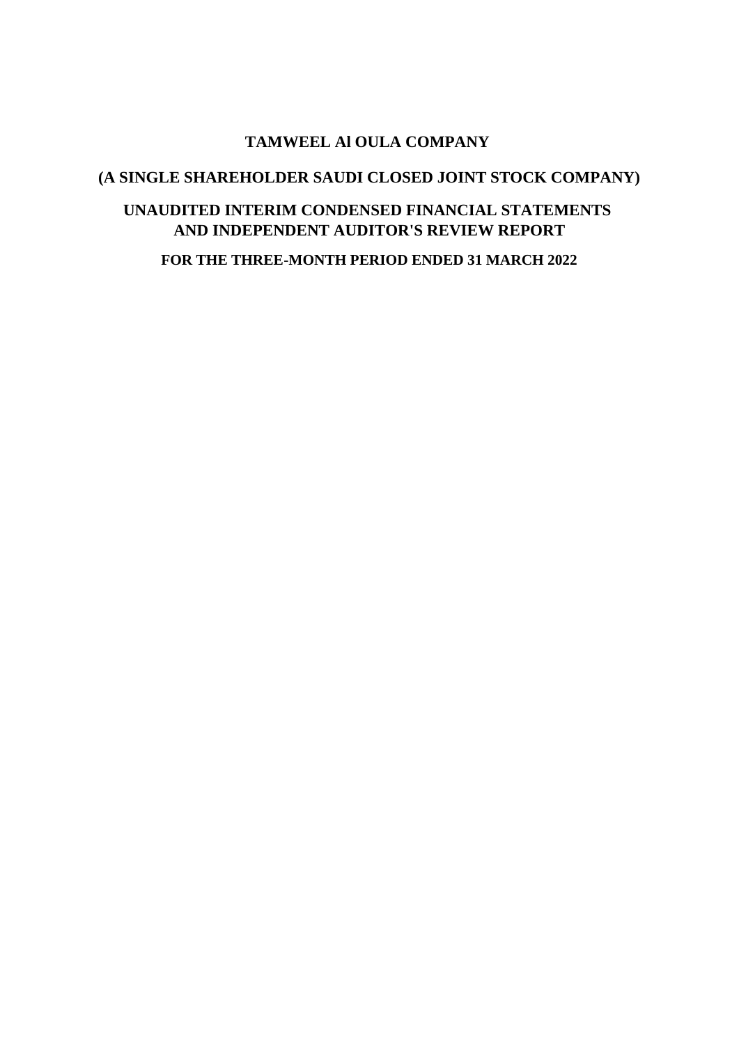# TAMWEEL Al OULA COMPANY

## (A SINGLE SHAREHOLDER SAUDI CLOSED JOINT STOCK COMPANY)

## UNAUDITED INTERIM CONDENSED FINANCIAL STATEMENTS AND INDEPENDENT AUDITOR'S REVIEW REPORT

### FOR THE THREE-MONTH PERIOD ENDED 31 MARCH 2022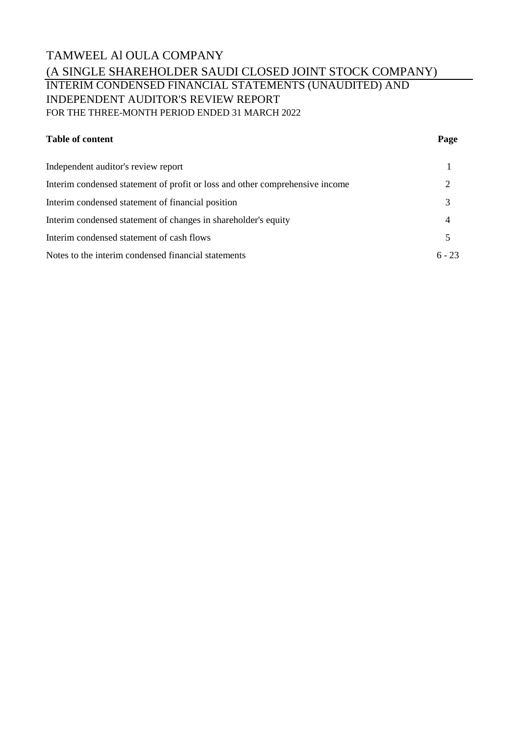# TAMWEEL Al OULA COMPANY

## (A SINGLE SHAREHOLDER SAUDI CLOSED JOINT STOCK COMPANY)

## INTERIM CONDENSED FINANCIAL STATEMENTS (UNAUDITED) AND INDEPENDENT AUDITOR'S REVIEW REPORT

FOR THE THREE-MONTH PERIOD ENDED 31 MARCH 2022

| **Table of content** | **Page** |
|---|---|
| Independent auditor's review report | 1 |
| Interim condensed statement of profit or loss and other comprehensive income | 2 |
| Interim condensed statement of financial position | 3 |
| Interim condensed statement of changes in shareholder's equity | 4 |
| Interim condensed statement of cash flows | 5 |
| Notes to the interim condensed financial statements | 6 - 23 |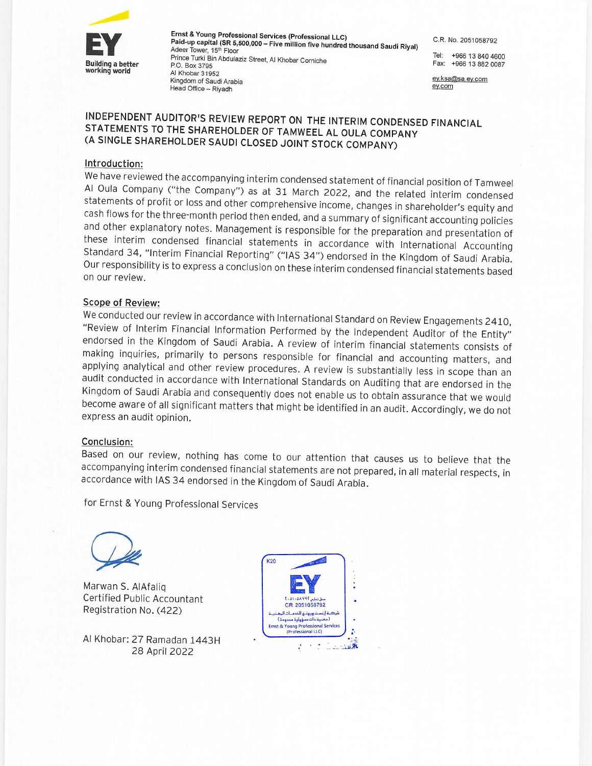Ernst & Young Professional Services (Professional LLC)
Paid-up capital (SR 5,500,000 – Five million five hundred thousand Saudi Riyal)
Adeer Tower, 15th Floor
Prince Turki Bin Abdulaziz Street, Al Khobar Corniche
P.O. Box 3795
Al Khobar 31952
Kingdom of Saudi Arabia
Head Office – Riyadh

C.R. No. 2051058792

Tel: +966 13 840 4600
Fax: +966 13 882 0087

ey.ksa@sa.ey.com
ey.com

# INDEPENDENT AUDITOR'S REVIEW REPORT ON THE INTERIM CONDENSED FINANCIAL STATEMENTS TO THE SHAREHOLDER OF TAMWEEL AL OULA COMPANY (A SINGLE SHAREHOLDER SAUDI CLOSED JOINT STOCK COMPANY)

## Introduction:

We have reviewed the accompanying interim condensed statement of financial position of Tamweel Al Oula Company ("the Company") as at 31 March 2022, and the related interim condensed statements of profit or loss and other comprehensive income, changes in shareholder's equity and cash flows for the three-month period then ended, and a summary of significant accounting policies and other explanatory notes. Management is responsible for the preparation and presentation of these interim condensed financial statements in accordance with International Accounting Standard 34, "Interim Financial Reporting" ("IAS 34") endorsed in the Kingdom of Saudi Arabia. Our responsibility is to express a conclusion on these interim condensed financial statements based on our review.

## Scope of Review:

We conducted our review in accordance with International Standard on Review Engagements 2410, "Review of Interim Financial Information Performed by the Independent Auditor of the Entity" endorsed in the Kingdom of Saudi Arabia. A review of interim financial statements consists of making inquiries, primarily to persons responsible for financial and accounting matters, and applying analytical and other review procedures. A review is substantially less in scope than an audit conducted in accordance with International Standards on Auditing that are endorsed in the Kingdom of Saudi Arabia and consequently does not enable us to obtain assurance that we would become aware of all significant matters that might be identified in an audit. Accordingly, we do not express an audit opinion.

## Conclusion:

Based on our review, nothing has come to our attention that causes us to believe that the accompanying interim condensed financial statements are not prepared, in all material respects, in accordance with IAS 34 endorsed in the Kingdom of Saudi Arabia.

for Ernst & Young Professional Services

Marwan S. AlAfaliq
Certified Public Accountant
Registration No. (422)

Al Khobar: 27 Ramadan 1443H
28 April 2022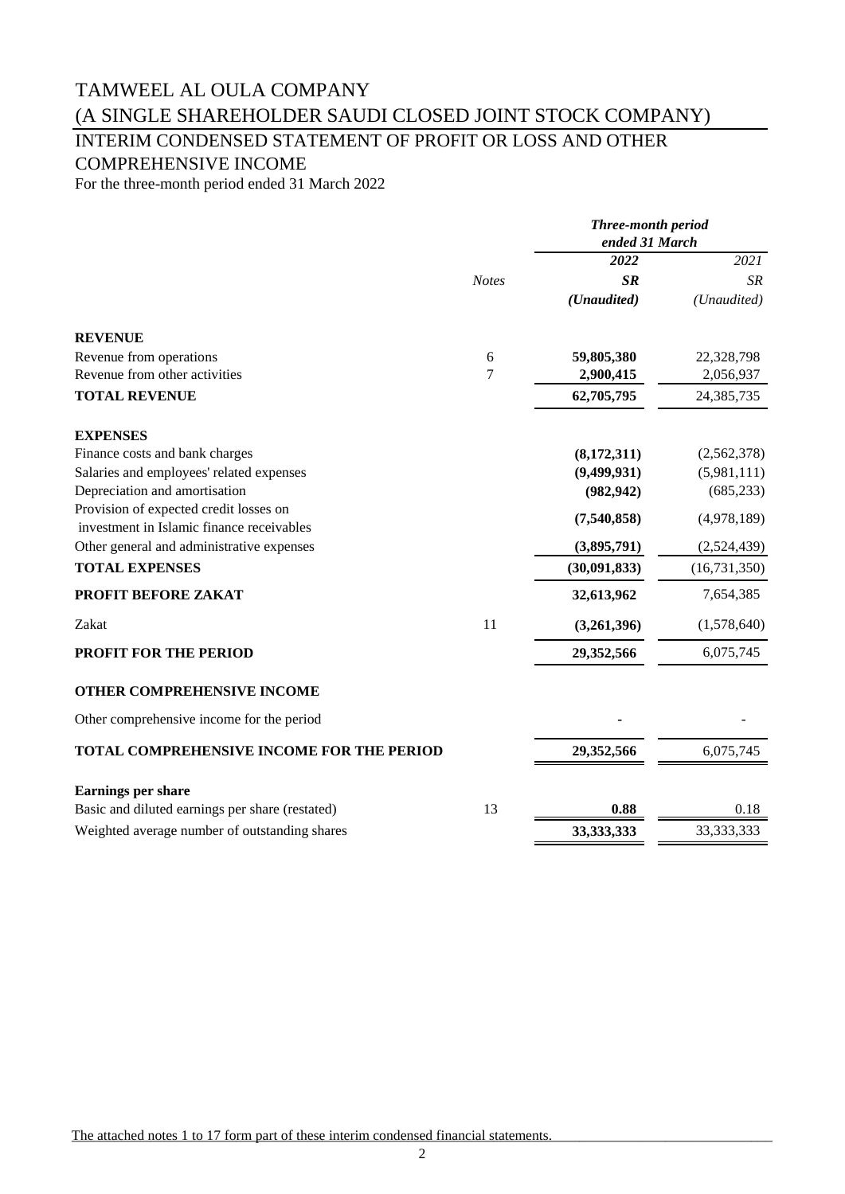# TAMWEEL AL OULA COMPANY

# (A SINGLE SHAREHOLDER SAUDI CLOSED JOINT STOCK COMPANY)

## INTERIM CONDENSED STATEMENT OF PROFIT OR LOSS AND OTHER COMPREHENSIVE INCOME

For the three-month period ended 31 March 2022

| | Notes | *Three-month period ended 31 March* | |
|---|---|---|---|
| | | ***2022*** | *2021* |
| | | ***SR*** | *SR* |
| | | ***(Unaudited)*** | *(Unaudited)* |
| **REVENUE** | | | |
| Revenue from operations | 6 | **59,805,380** | 22,328,798 |
| Revenue from other activities | 7 | **2,900,415** | 2,056,937 |
| **TOTAL REVENUE** | | **62,705,795** | 24,385,735 |
| **EXPENSES** | | | |
| Finance costs and bank charges | | **(8,172,311)** | (2,562,378) |
| Salaries and employees' related expenses | | **(9,499,931)** | (5,981,111) |
| Depreciation and amortisation | | **(982,942)** | (685,233) |
| Provision of expected credit losses on investment in Islamic finance receivables | | **(7,540,858)** | (4,978,189) |
| Other general and administrative expenses | | **(3,895,791)** | (2,524,439) |
| **TOTAL EXPENSES** | | **(30,091,833)** | (16,731,350) |
| **PROFIT BEFORE ZAKAT** | | **32,613,962** | 7,654,385 |
| Zakat | 11 | **(3,261,396)** | (1,578,640) |
| **PROFIT FOR THE PERIOD** | | **29,352,566** | 6,075,745 |
| **OTHER COMPREHENSIVE INCOME** | | | |
| Other comprehensive income for the period | | **-** | - |
| **TOTAL COMPREHENSIVE INCOME FOR THE PERIOD** | | **29,352,566** | 6,075,745 |
| **Earnings per share** | | | |
| Basic and diluted earnings per share (restated) | 13 | **0.88** | 0.18 |
| Weighted average number of outstanding shares | | **33,333,333** | 33,333,333 |

The attached notes 1 to 17 form part of these interim condensed financial statements.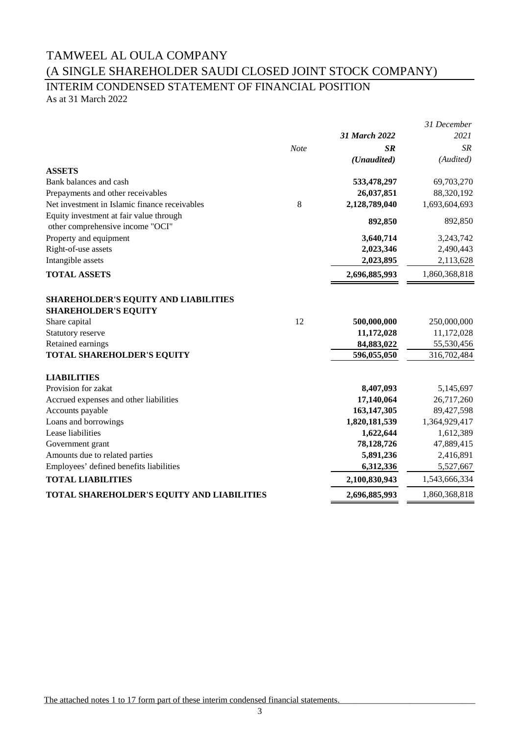# TAMWEEL AL OULA COMPANY

# (A SINGLE SHAREHOLDER SAUDI CLOSED JOINT STOCK COMPANY)

## INTERIM CONDENSED STATEMENT OF FINANCIAL POSITION

As at 31 March 2022

| | Note | *31 March 2022* ***SR*** *(Unaudited)* | *31 December 2021* *SR* *(Audited)* |
|---|---|---|---|
| **ASSETS** | | | |
| Bank balances and cash | | **533,478,297** | 69,703,270 |
| Prepayments and other receivables | | **26,037,851** | 88,320,192 |
| Net investment in Islamic finance receivables | 8 | **2,128,789,040** | 1,693,604,693 |
| Equity investment at fair value through other comprehensive income "OCI" | | **892,850** | 892,850 |
| Property and equipment | | **3,640,714** | 3,243,742 |
| Right-of-use assets | | **2,023,346** | 2,490,443 |
| Intangible assets | | **2,023,895** | 2,113,628 |
| **TOTAL ASSETS** | | **2,696,885,993** | 1,860,368,818 |
| **SHAREHOLDER'S EQUITY AND LIABILITIES** | | | |
| **SHAREHOLDER'S EQUITY** | | | |
| Share capital | 12 | **500,000,000** | 250,000,000 |
| Statutory reserve | | **11,172,028** | 11,172,028 |
| Retained earnings | | **84,883,022** | 55,530,456 |
| **TOTAL SHAREHOLDER'S EQUITY** | | **596,055,050** | 316,702,484 |
| **LIABILITIES** | | | |
| Provision for zakat | | **8,407,093** | 5,145,697 |
| Accrued expenses and other liabilities | | **17,140,064** | 26,717,260 |
| Accounts payable | | **163,147,305** | 89,427,598 |
| Loans and borrowings | | **1,820,181,539** | 1,364,929,417 |
| Lease liabilities | | **1,622,644** | 1,612,389 |
| Government grant | | **78,128,726** | 47,889,415 |
| Amounts due to related parties | | **5,891,236** | 2,416,891 |
| Employees' defined benefits liabilities | | **6,312,336** | 5,527,667 |
| **TOTAL LIABILITIES** | | **2,100,830,943** | 1,543,666,334 |
| **TOTAL SHAREHOLDER'S EQUITY AND LIABILITIES** | | **2,696,885,993** | 1,860,368,818 |

The attached notes 1 to 17 form part of these interim condensed financial statements.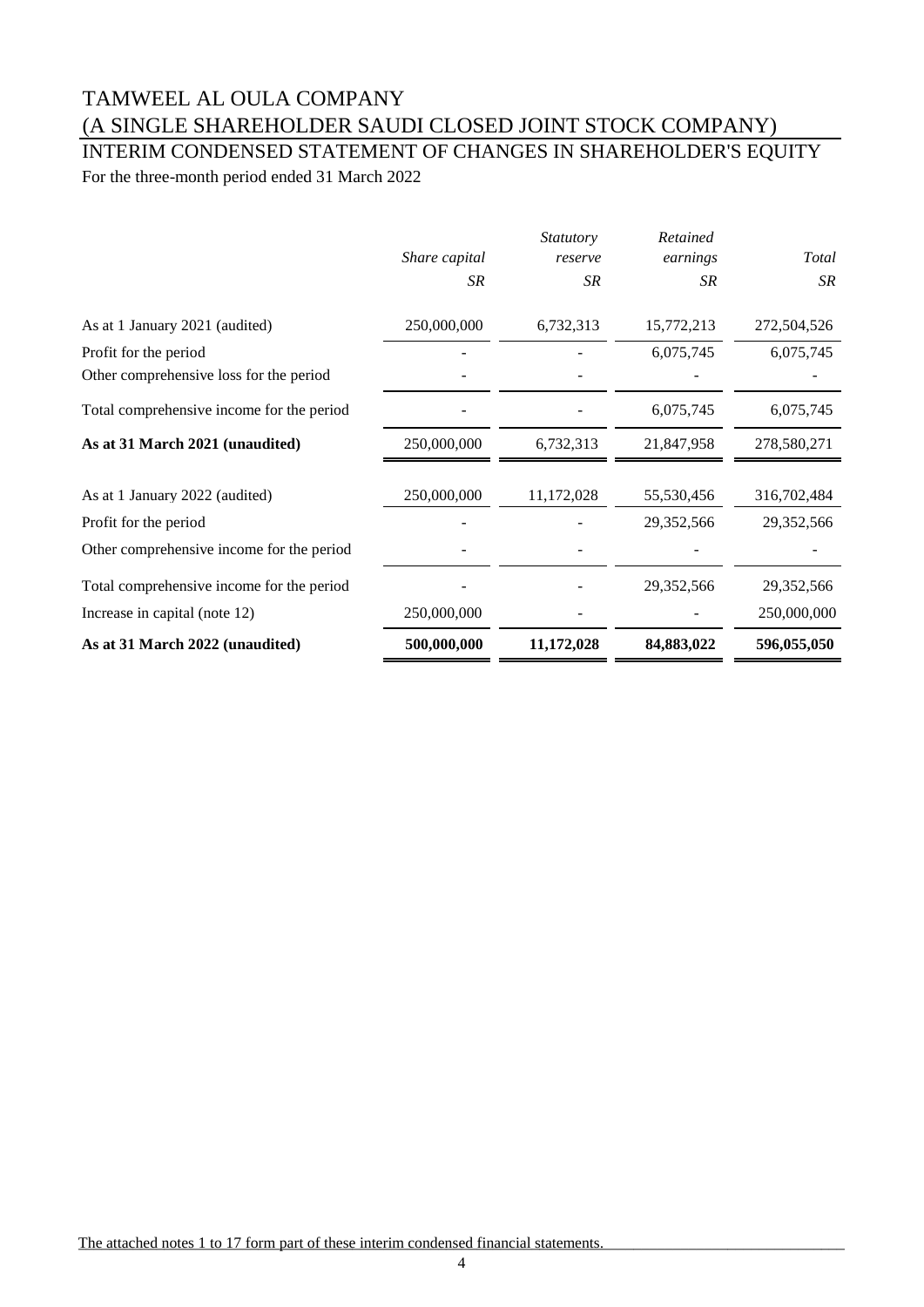# TAMWEEL AL OULA COMPANY

# (A SINGLE SHAREHOLDER SAUDI CLOSED JOINT STOCK COMPANY)

## INTERIM CONDENSED STATEMENT OF CHANGES IN SHAREHOLDER'S EQUITY

For the three-month period ended 31 March 2022

| | *Share capital* | *Statutory reserve* | *Retained earnings* | *Total* |
|---|---|---|---|---|
| | *SR* | *SR* | *SR* | *SR* |
| As at 1 January 2021 (audited) | 250,000,000 | 6,732,313 | 15,772,213 | 272,504,526 |
| Profit for the period | - | - | 6,075,745 | 6,075,745 |
| Other comprehensive loss for the period | - | - | - | - |
| Total comprehensive income for the period | - | - | 6,075,745 | 6,075,745 |
| **As at 31 March 2021 (unaudited)** | 250,000,000 | 6,732,313 | 21,847,958 | 278,580,271 |
| As at 1 January 2022 (audited) | 250,000,000 | 11,172,028 | 55,530,456 | 316,702,484 |
| Profit for the period | - | - | 29,352,566 | 29,352,566 |
| Other comprehensive income for the period | - | - | - | - |
| Total comprehensive income for the period | - | - | 29,352,566 | 29,352,566 |
| Increase in capital (note 12) | 250,000,000 | - | - | 250,000,000 |
| **As at 31 March 2022 (unaudited)** | **500,000,000** | **11,172,028** | **84,883,022** | **596,055,050** |

The attached notes 1 to 17 form part of these interim condensed financial statements.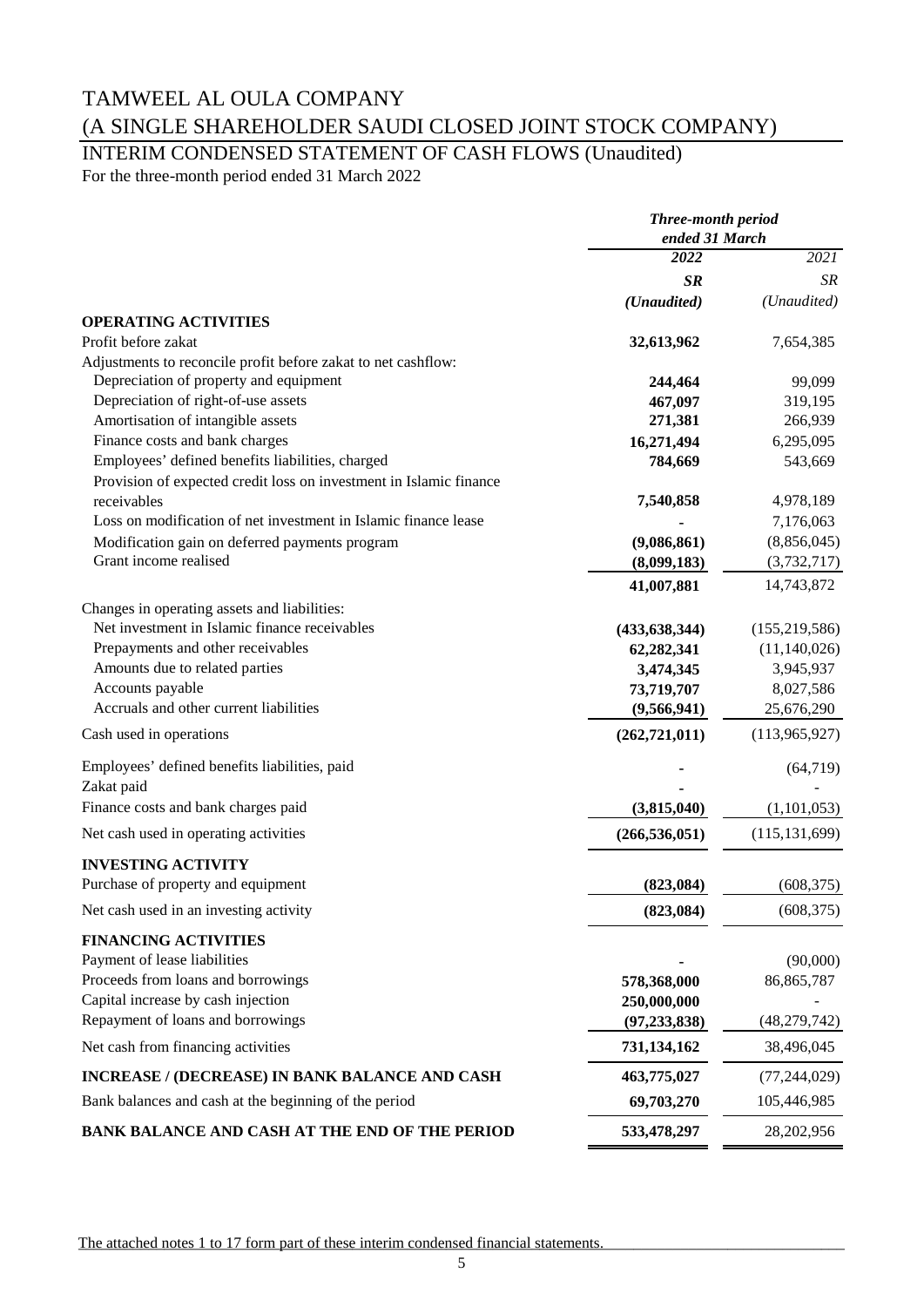# TAMWEEL AL OULA COMPANY

# (A SINGLE SHAREHOLDER SAUDI CLOSED JOINT STOCK COMPANY)

## INTERIM CONDENSED STATEMENT OF CASH FLOWS (Unaudited)

For the three-month period ended 31 March 2022

| | *Three-month period ended 31 March* | |
|---|---|---|
| | *2022* | *2021* |
| | ***SR*** | *SR* |
| | ***(Unaudited)*** | *(Unaudited)* |
| **OPERATING ACTIVITIES** | | |
| Profit before zakat | **32,613,962** | 7,654,385 |
| Adjustments to reconcile profit before zakat to net cashflow: | | |
| Depreciation of property and equipment | **244,464** | 99,099 |
| Depreciation of right-of-use assets | **467,097** | 319,195 |
| Amortisation of intangible assets | **271,381** | 266,939 |
| Finance costs and bank charges | **16,271,494** | 6,295,095 |
| Employees' defined benefits liabilities, charged | **784,669** | 543,669 |
| Provision of expected credit loss on investment in Islamic finance receivables | **7,540,858** | 4,978,189 |
| Loss on modification of net investment in Islamic finance lease | **-** | 7,176,063 |
| Modification gain on deferred payments program | **(9,086,861)** | (8,856,045) |
| Grant income realised | **(8,099,183)** | (3,732,717) |
| | **41,007,881** | 14,743,872 |
| Changes in operating assets and liabilities: | | |
| Net investment in Islamic finance receivables | **(433,638,344)** | (155,219,586) |
| Prepayments and other receivables | **62,282,341** | (11,140,026) |
| Amounts due to related parties | **3,474,345** | 3,945,937 |
| Accounts payable | **73,719,707** | 8,027,586 |
| Accruals and other current liabilities | **(9,566,941)** | 25,676,290 |
| Cash used in operations | **(262,721,011)** | (113,965,927) |
| Employees' defined benefits liabilities, paid | **-** | (64,719) |
| Zakat paid | **-** | - |
| Finance costs and bank charges paid | **(3,815,040)** | (1,101,053) |
| Net cash used in operating activities | **(266,536,051)** | (115,131,699) |
| **INVESTING ACTIVITY** | | |
| Purchase of property and equipment | **(823,084)** | (608,375) |
| Net cash used in an investing activity | **(823,084)** | (608,375) |
| **FINANCING ACTIVITIES** | | |
| Payment of lease liabilities | **-** | (90,000) |
| Proceeds from loans and borrowings | **578,368,000** | 86,865,787 |
| Capital increase by cash injection | **250,000,000** | - |
| Repayment of loans and borrowings | **(97,233,838)** | (48,279,742) |
| Net cash from financing activities | **731,134,162** | 38,496,045 |
| **INCREASE / (DECREASE) IN BANK BALANCE AND CASH** | **463,775,027** | (77,244,029) |
| Bank balances and cash at the beginning of the period | **69,703,270** | 105,446,985 |
| **BANK BALANCE AND CASH AT THE END OF THE PERIOD** | **533,478,297** | 28,202,956 |

The attached notes 1 to 17 form part of these interim condensed financial statements.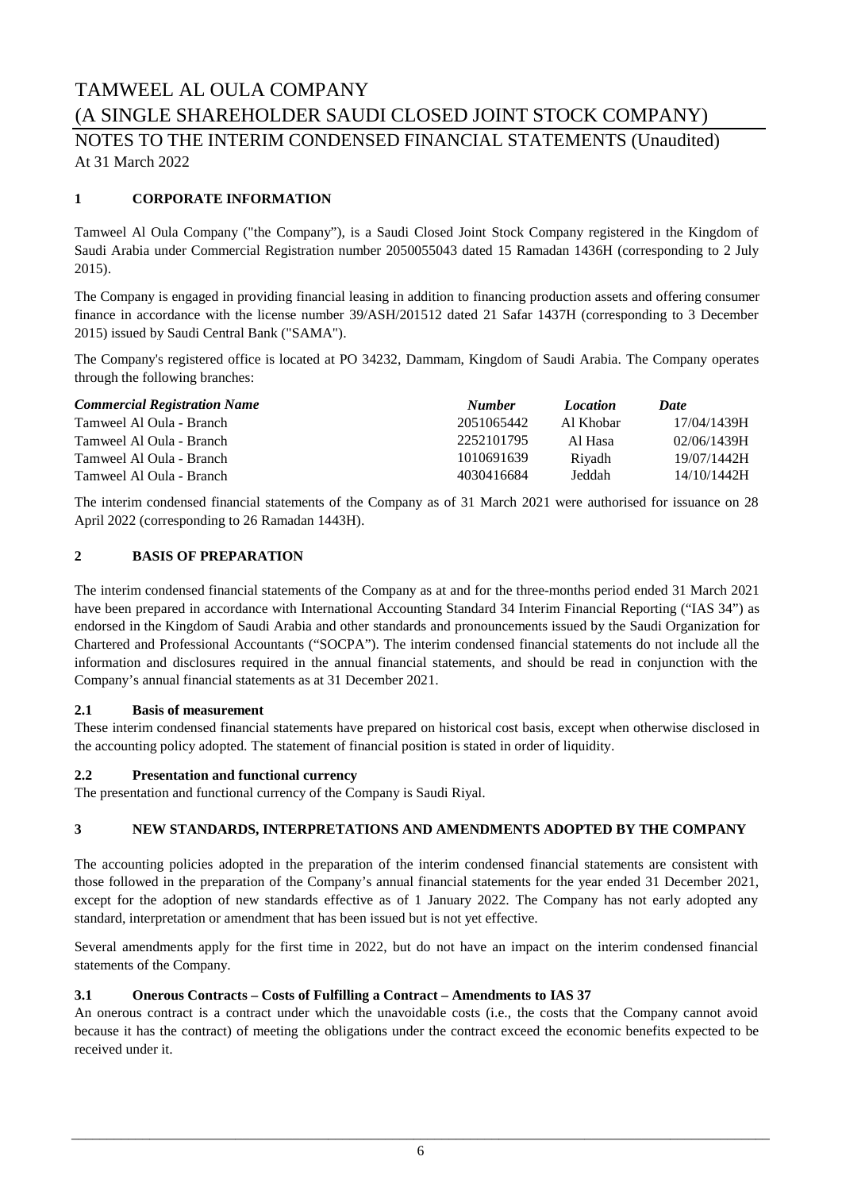# TAMWEEL AL OULA COMPANY

# (A SINGLE SHAREHOLDER SAUDI CLOSED JOINT STOCK COMPANY)

## NOTES TO THE INTERIM CONDENSED FINANCIAL STATEMENTS (Unaudited)

At 31 March 2022

### 1 CORPORATE INFORMATION

Tamweel Al Oula Company ("the Company"), is a Saudi Closed Joint Stock Company registered in the Kingdom of Saudi Arabia under Commercial Registration number 2050055043 dated 15 Ramadan 1436H (corresponding to 2 July 2015).

The Company is engaged in providing financial leasing in addition to financing production assets and offering consumer finance in accordance with the license number 39/ASH/201512 dated 21 Safar 1437H (corresponding to 3 December 2015) issued by Saudi Central Bank ("SAMA").

The Company's registered office is located at PO 34232, Dammam, Kingdom of Saudi Arabia. The Company operates through the following branches:

| *Commercial Registration Name* | *Number* | *Location* | *Date* |
|---|---|---|---|
| Tamweel Al Oula - Branch | 2051065442 | Al Khobar | 17/04/1439H |
| Tamweel Al Oula - Branch | 2252101795 | Al Hasa | 02/06/1439H |
| Tamweel Al Oula - Branch | 1010691639 | Riyadh | 19/07/1442H |
| Tamweel Al Oula - Branch | 4030416684 | Jeddah | 14/10/1442H |

The interim condensed financial statements of the Company as of 31 March 2021 were authorised for issuance on 28 April 2022 (corresponding to 26 Ramadan 1443H).

### 2 BASIS OF PREPARATION

The interim condensed financial statements of the Company as at and for the three-months period ended 31 March 2021 have been prepared in accordance with International Accounting Standard 34 Interim Financial Reporting ("IAS 34") as endorsed in the Kingdom of Saudi Arabia and other standards and pronouncements issued by the Saudi Organization for Chartered and Professional Accountants ("SOCPA"). The interim condensed financial statements do not include all the information and disclosures required in the annual financial statements, and should be read in conjunction with the Company's annual financial statements as at 31 December 2021.

#### 2.1 Basis of measurement

These interim condensed financial statements have prepared on historical cost basis, except when otherwise disclosed in the accounting policy adopted. The statement of financial position is stated in order of liquidity.

#### 2.2 Presentation and functional currency

The presentation and functional currency of the Company is Saudi Riyal.

### 3 NEW STANDARDS, INTERPRETATIONS AND AMENDMENTS ADOPTED BY THE COMPANY

The accounting policies adopted in the preparation of the interim condensed financial statements are consistent with those followed in the preparation of the Company's annual financial statements for the year ended 31 December 2021, except for the adoption of new standards effective as of 1 January 2022. The Company has not early adopted any standard, interpretation or amendment that has been issued but is not yet effective.

Several amendments apply for the first time in 2022, but do not have an impact on the interim condensed financial statements of the Company.

#### 3.1 Onerous Contracts – Costs of Fulfilling a Contract – Amendments to IAS 37

An onerous contract is a contract under which the unavoidable costs (i.e., the costs that the Company cannot avoid because it has the contract) of meeting the obligations under the contract exceed the economic benefits expected to be received under it.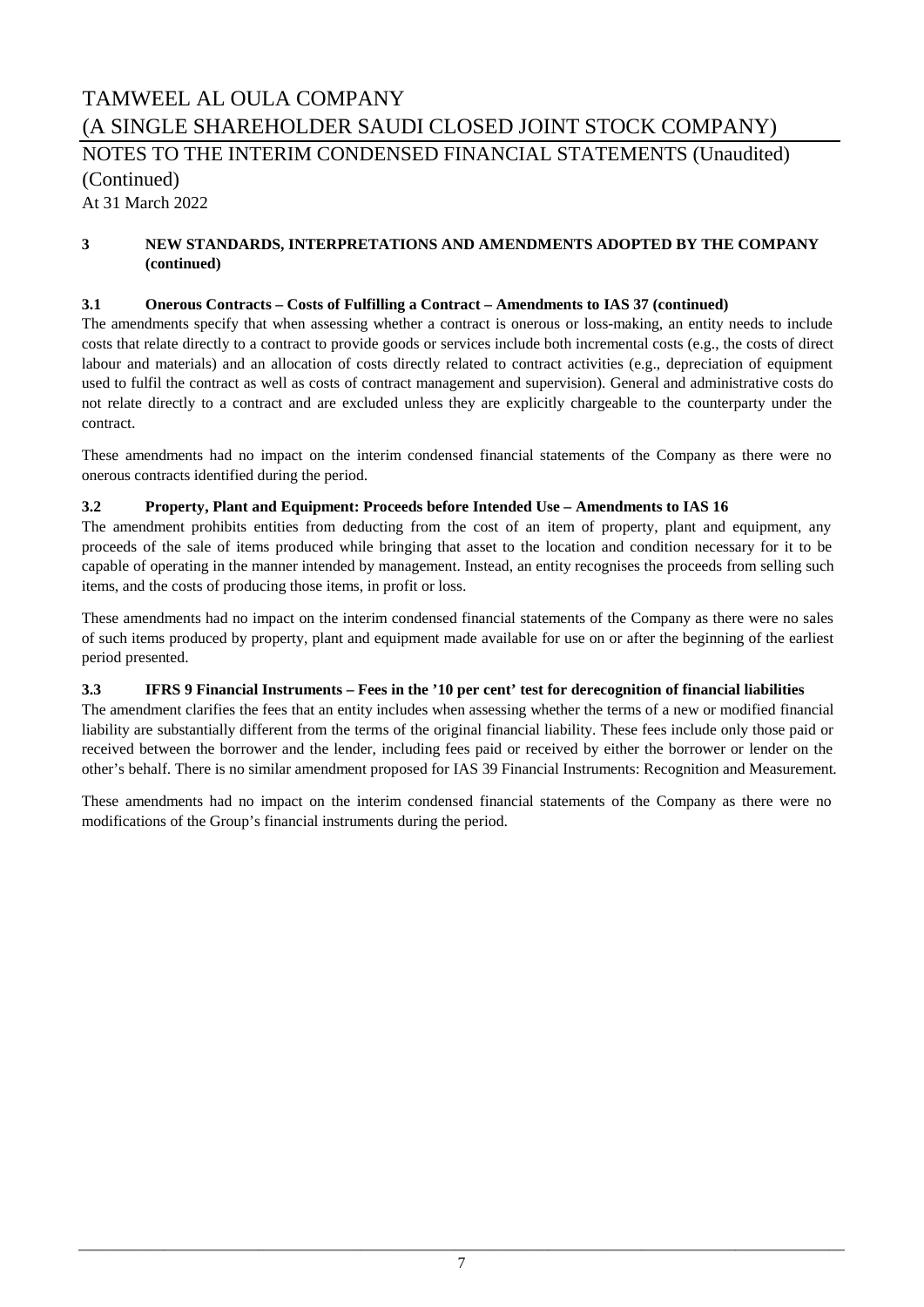### 3 NEW STANDARDS, INTERPRETATIONS AND AMENDMENTS ADOPTED BY THE COMPANY (continued)

#### 3.1 Onerous Contracts – Costs of Fulfilling a Contract – Amendments to IAS 37 (continued)

The amendments specify that when assessing whether a contract is onerous or loss-making, an entity needs to include costs that relate directly to a contract to provide goods or services include both incremental costs (e.g., the costs of direct labour and materials) and an allocation of costs directly related to contract activities (e.g., depreciation of equipment used to fulfil the contract as well as costs of contract management and supervision). General and administrative costs do not relate directly to a contract and are excluded unless they are explicitly chargeable to the counterparty under the contract.

These amendments had no impact on the interim condensed financial statements of the Company as there were no onerous contracts identified during the period.

#### 3.2 Property, Plant and Equipment: Proceeds before Intended Use – Amendments to IAS 16

The amendment prohibits entities from deducting from the cost of an item of property, plant and equipment, any proceeds of the sale of items produced while bringing that asset to the location and condition necessary for it to be capable of operating in the manner intended by management. Instead, an entity recognises the proceeds from selling such items, and the costs of producing those items, in profit or loss.

These amendments had no impact on the interim condensed financial statements of the Company as there were no sales of such items produced by property, plant and equipment made available for use on or after the beginning of the earliest period presented.

#### 3.3 IFRS 9 Financial Instruments – Fees in the '10 per cent' test for derecognition of financial liabilities

The amendment clarifies the fees that an entity includes when assessing whether the terms of a new or modified financial liability are substantially different from the terms of the original financial liability. These fees include only those paid or received between the borrower and the lender, including fees paid or received by either the borrower or lender on the other's behalf. There is no similar amendment proposed for IAS 39 Financial Instruments: Recognition and Measurement.

These amendments had no impact on the interim condensed financial statements of the Company as there were no modifications of the Group's financial instruments during the period.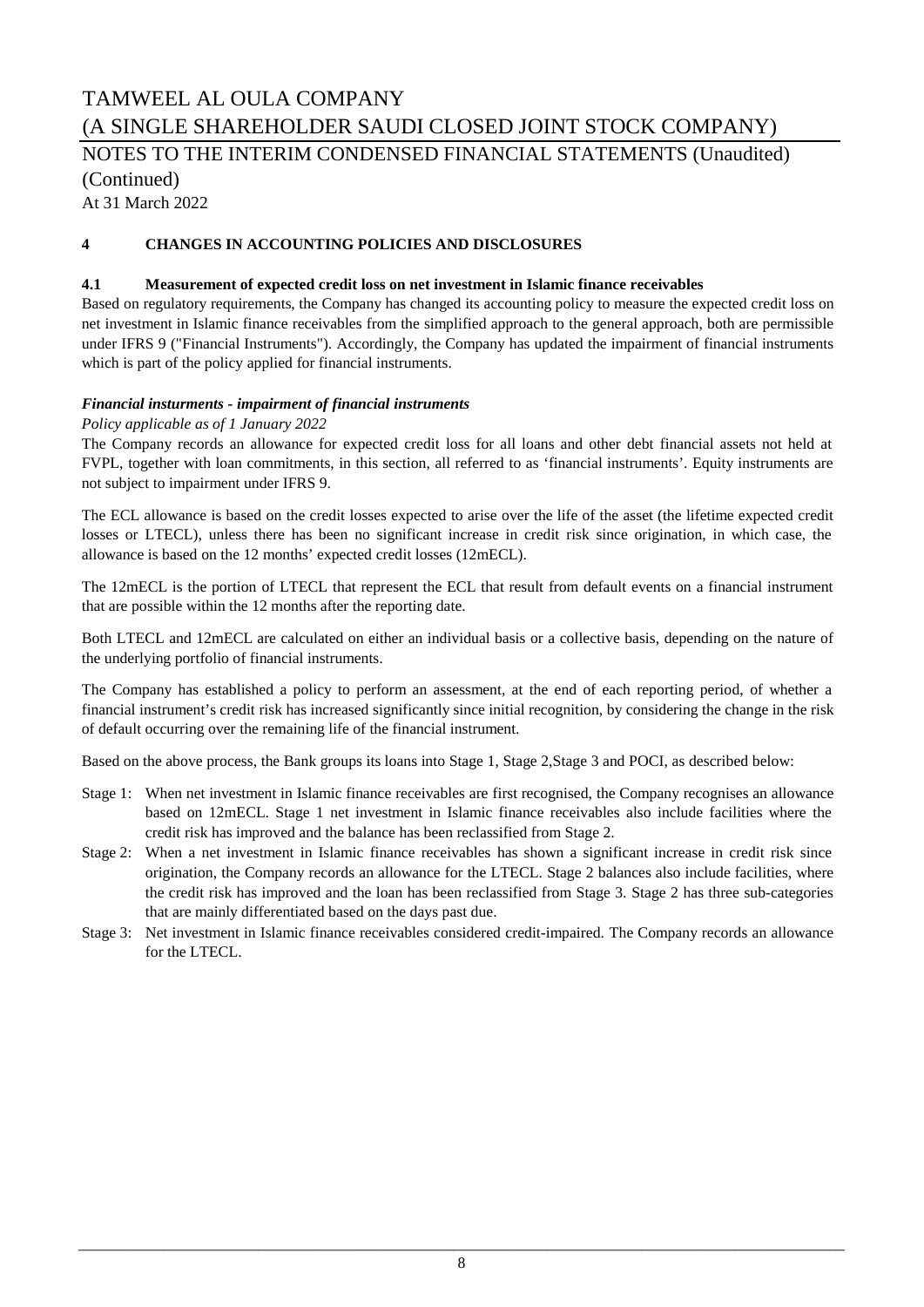## 4 CHANGES IN ACCOUNTING POLICIES AND DISCLOSURES

### 4.1 Measurement of expected credit loss on net investment in Islamic finance receivables

Based on regulatory requirements, the Company has changed its accounting policy to measure the expected credit loss on net investment in Islamic finance receivables from the simplified approach to the general approach, both are permissible under IFRS 9 ("Financial Instruments"). Accordingly, the Company has updated the impairment of financial instruments which is part of the policy applied for financial instruments.

***Financial insturments - impairment of financial instruments***

*Policy applicable as of 1 January 2022*

The Company records an allowance for expected credit loss for all loans and other debt financial assets not held at FVPL, together with loan commitments, in this section, all referred to as 'financial instruments'. Equity instruments are not subject to impairment under IFRS 9.

The ECL allowance is based on the credit losses expected to arise over the life of the asset (the lifetime expected credit losses or LTECL), unless there has been no significant increase in credit risk since origination, in which case, the allowance is based on the 12 months' expected credit losses (12mECL).

The 12mECL is the portion of LTECL that represent the ECL that result from default events on a financial instrument that are possible within the 12 months after the reporting date.

Both LTECL and 12mECL are calculated on either an individual basis or a collective basis, depending on the nature of the underlying portfolio of financial instruments.

The Company has established a policy to perform an assessment, at the end of each reporting period, of whether a financial instrument's credit risk has increased significantly since initial recognition, by considering the change in the risk of default occurring over the remaining life of the financial instrument.

Based on the above process, the Bank groups its loans into Stage 1, Stage 2,Stage 3 and POCI, as described below:

- Stage 1: When net investment in Islamic finance receivables are first recognised, the Company recognises an allowance based on 12mECL. Stage 1 net investment in Islamic finance receivables also include facilities where the credit risk has improved and the balance has been reclassified from Stage 2.
- Stage 2: When a net investment in Islamic finance receivables has shown a significant increase in credit risk since origination, the Company records an allowance for the LTECL. Stage 2 balances also include facilities, where the credit risk has improved and the loan has been reclassified from Stage 3. Stage 2 has three sub-categories that are mainly differentiated based on the days past due.
- Stage 3: Net investment in Islamic finance receivables considered credit-impaired. The Company records an allowance for the LTECL.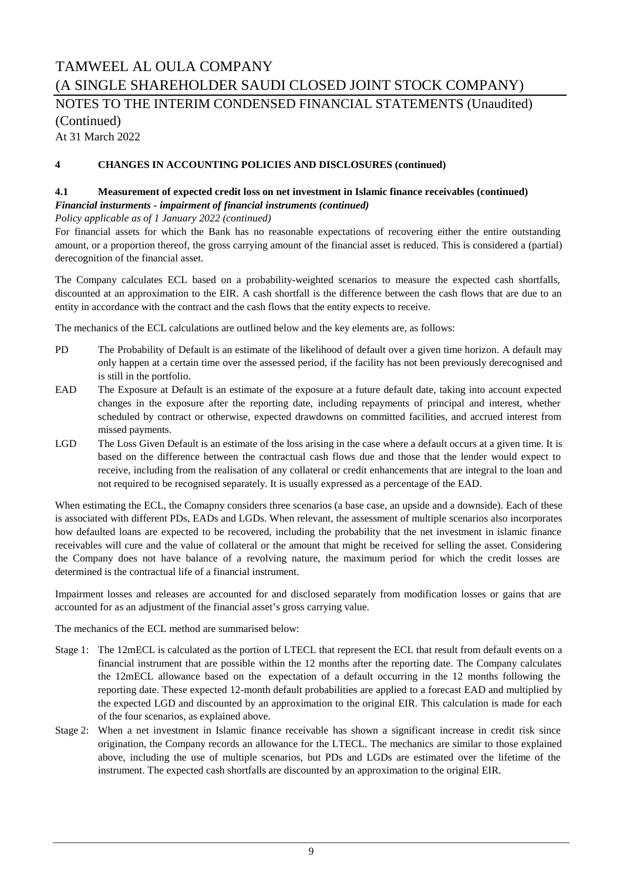# TAMWEEL AL OULA COMPANY
# (A SINGLE SHAREHOLDER SAUDI CLOSED JOINT STOCK COMPANY)
## NOTES TO THE INTERIM CONDENSED FINANCIAL STATEMENTS (Unaudited) (Continued)
At 31 March 2022

### 4 CHANGES IN ACCOUNTING POLICIES AND DISCLOSURES (continued)

#### 4.1 Measurement of expected credit loss on net investment in Islamic finance receivables (continued)

***Financial insturments - impairment of financial instruments (continued)***

*Policy applicable as of 1 January 2022 (continued)*

For financial assets for which the Bank has no reasonable expectations of recovering either the entire outstanding amount, or a proportion thereof, the gross carrying amount of the financial asset is reduced. This is considered a (partial) derecognition of the financial asset.

The Company calculates ECL based on a probability-weighted scenarios to measure the expected cash shortfalls, discounted at an approximation to the EIR. A cash shortfall is the difference between the cash flows that are due to an entity in accordance with the contract and the cash flows that the entity expects to receive.

The mechanics of the ECL calculations are outlined below and the key elements are, as follows:

- PD The Probability of Default is an estimate of the likelihood of default over a given time horizon. A default may only happen at a certain time over the assessed period, if the facility has not been previously derecognised and is still in the portfolio.
- EAD The Exposure at Default is an estimate of the exposure at a future default date, taking into account expected changes in the exposure after the reporting date, including repayments of principal and interest, whether scheduled by contract or otherwise, expected drawdowns on committed facilities, and accrued interest from missed payments.
- LGD The Loss Given Default is an estimate of the loss arising in the case where a default occurs at a given time. It is based on the difference between the contractual cash flows due and those that the lender would expect to receive, including from the realisation of any collateral or credit enhancements that are integral to the loan and not required to be recognised separately. It is usually expressed as a percentage of the EAD.

When estimating the ECL, the Comapny considers three scenarios (a base case, an upside and a downside). Each of these is associated with different PDs, EADs and LGDs. When relevant, the assessment of multiple scenarios also incorporates how defaulted loans are expected to be recovered, including the probability that the net investment in islamic finance receivables will cure and the value of collateral or the amount that might be received for selling the asset. Considering the Company does not have balance of a revolving nature, the maximum period for which the credit losses are determined is the contractual life of a financial instrument.

Impairment losses and releases are accounted for and disclosed separately from modification losses or gains that are accounted for as an adjustment of the financial asset's gross carrying value.

The mechanics of the ECL method are summarised below:

- Stage 1: The 12mECL is calculated as the portion of LTECL that represent the ECL that result from default events on a financial instrument that are possible within the 12 months after the reporting date. The Company calculates the 12mECL allowance based on the expectation of a default occurring in the 12 months following the reporting date. These expected 12-month default probabilities are applied to a forecast EAD and multiplied by the expected LGD and discounted by an approximation to the original EIR. This calculation is made for each of the four scenarios, as explained above.
- Stage 2: When a net investment in Islamic finance receivable has shown a significant increase in credit risk since origination, the Company records an allowance for the LTECL. The mechanics are similar to those explained above, including the use of multiple scenarios, but PDs and LGDs are estimated over the lifetime of the instrument. The expected cash shortfalls are discounted by an approximation to the original EIR.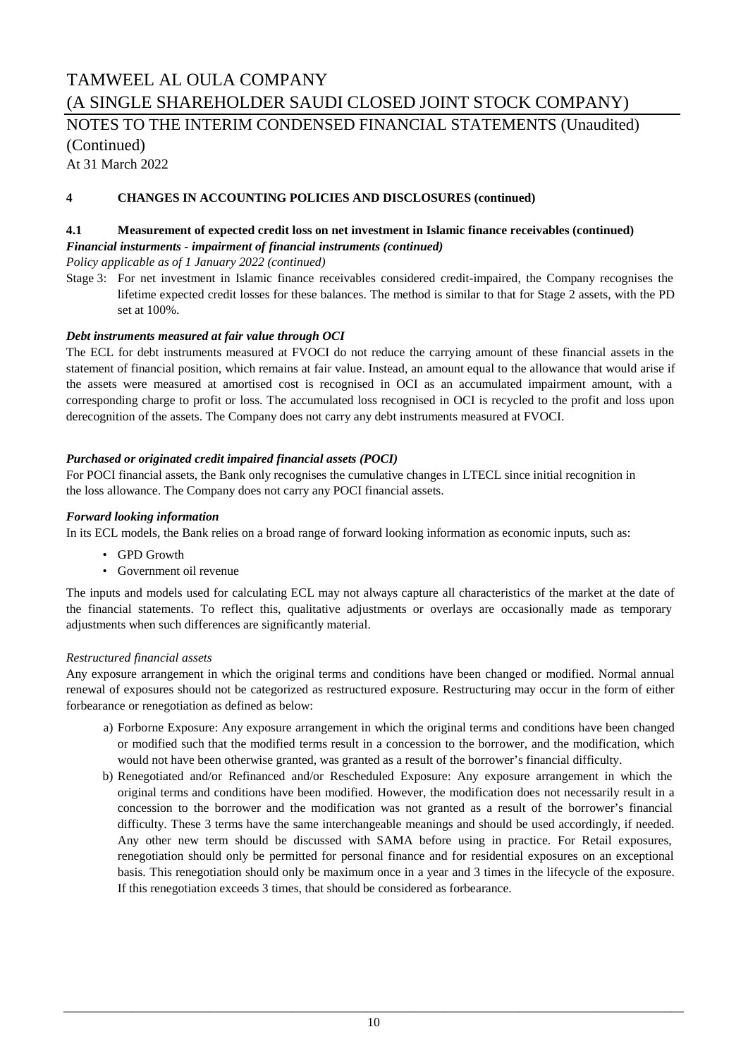**4 CHANGES IN ACCOUNTING POLICIES AND DISCLOSURES (continued)**

**4.1 Measurement of expected credit loss on net investment in Islamic finance receivables (continued)**

***Financial insturments - impairment of financial instruments (continued)***

*Policy applicable as of 1 January 2022 (continued)*

Stage 3: For net investment in Islamic finance receivables considered credit-impaired, the Company recognises the lifetime expected credit losses for these balances. The method is similar to that for Stage 2 assets, with the PD set at 100%.

***Debt instruments measured at fair value through OCI***

The ECL for debt instruments measured at FVOCI do not reduce the carrying amount of these financial assets in the statement of financial position, which remains at fair value. Instead, an amount equal to the allowance that would arise if the assets were measured at amortised cost is recognised in OCI as an accumulated impairment amount, with a corresponding charge to profit or loss. The accumulated loss recognised in OCI is recycled to the profit and loss upon derecognition of the assets. The Company does not carry any debt instruments measured at FVOCI.

***Purchased or originated credit impaired financial assets (POCI)***

For POCI financial assets, the Bank only recognises the cumulative changes in LTECL since initial recognition in the loss allowance. The Company does not carry any POCI financial assets.

***Forward looking information***

In its ECL models, the Bank relies on a broad range of forward looking information as economic inputs, such as:

- GPD Growth
- Government oil revenue

The inputs and models used for calculating ECL may not always capture all characteristics of the market at the date of the financial statements. To reflect this, qualitative adjustments or overlays are occasionally made as temporary adjustments when such differences are significantly material.

*Restructured financial assets*

Any exposure arrangement in which the original terms and conditions have been changed or modified. Normal annual renewal of exposures should not be categorized as restructured exposure. Restructuring may occur in the form of either forbearance or renegotiation as defined as below:

a) Forborne Exposure: Any exposure arrangement in which the original terms and conditions have been changed or modified such that the modified terms result in a concession to the borrower, and the modification, which would not have been otherwise granted, was granted as a result of the borrower's financial difficulty.

b) Renegotiated and/or Refinanced and/or Rescheduled Exposure: Any exposure arrangement in which the original terms and conditions have been modified. However, the modification does not necessarily result in a concession to the borrower and the modification was not granted as a result of the borrower's financial difficulty. These 3 terms have the same interchangeable meanings and should be used accordingly, if needed. Any other new term should be discussed with SAMA before using in practice. For Retail exposures, renegotiation should only be permitted for personal finance and for residential exposures on an exceptional basis. This renegotiation should only be maximum once in a year and 3 times in the lifecycle of the exposure. If this renegotiation exceeds 3 times, that should be considered as forbearance.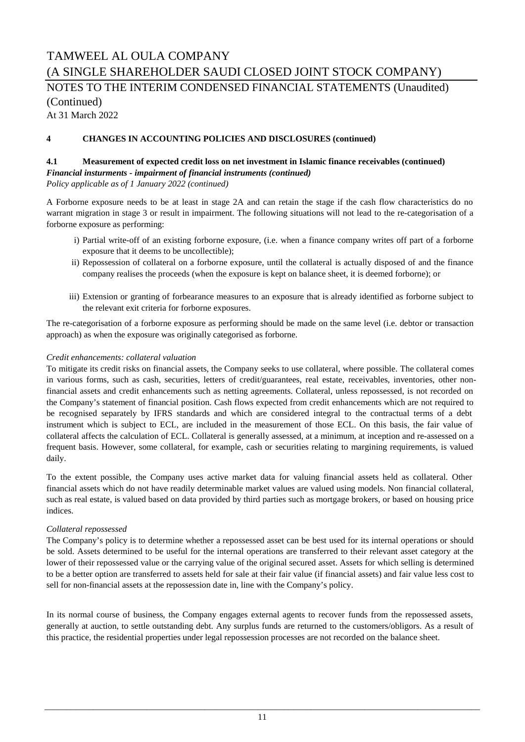## 4 CHANGES IN ACCOUNTING POLICIES AND DISCLOSURES (continued)

### 4.1 Measurement of expected credit loss on net investment in Islamic finance receivables (continued)

***Financial insturments - impairment of financial instruments (continued)***

*Policy applicable as of 1 January 2022 (continued)*

A Forborne exposure needs to be at least in stage 2A and can retain the stage if the cash flow characteristics do no warrant migration in stage 3 or result in impairment. The following situations will not lead to the re-categorisation of a forborne exposure as performing:

i) Partial write-off of an existing forborne exposure, (i.e. when a finance company writes off part of a forborne exposure that it deems to be uncollectible);

ii) Repossession of collateral on a forborne exposure, until the collateral is actually disposed of and the finance company realises the proceeds (when the exposure is kept on balance sheet, it is deemed forborne); or

iii) Extension or granting of forbearance measures to an exposure that is already identified as forborne subject to the relevant exit criteria for forborne exposures.

The re-categorisation of a forborne exposure as performing should be made on the same level (i.e. debtor or transaction approach) as when the exposure was originally categorised as forborne.

*Credit enhancements: collateral valuation*

To mitigate its credit risks on financial assets, the Company seeks to use collateral, where possible. The collateral comes in various forms, such as cash, securities, letters of credit/guarantees, real estate, receivables, inventories, other non-financial assets and credit enhancements such as netting agreements. Collateral, unless repossessed, is not recorded on the Company's statement of financial position. Cash flows expected from credit enhancements which are not required to be recognised separately by IFRS standards and which are considered integral to the contractual terms of a debt instrument which is subject to ECL, are included in the measurement of those ECL. On this basis, the fair value of collateral affects the calculation of ECL. Collateral is generally assessed, at a minimum, at inception and re-assessed on a frequent basis. However, some collateral, for example, cash or securities relating to margining requirements, is valued daily.

To the extent possible, the Company uses active market data for valuing financial assets held as collateral. Other financial assets which do not have readily determinable market values are valued using models. Non financial collateral, such as real estate, is valued based on data provided by third parties such as mortgage brokers, or based on housing price indices.

*Collateral repossessed*

The Company's policy is to determine whether a repossessed asset can be best used for its internal operations or should be sold. Assets determined to be useful for the internal operations are transferred to their relevant asset category at the lower of their repossessed value or the carrying value of the original secured asset. Assets for which selling is determined to be a better option are transferred to assets held for sale at their fair value (if financial assets) and fair value less cost to sell for non-financial assets at the repossession date in, line with the Company's policy.

In its normal course of business, the Company engages external agents to recover funds from the repossessed assets, generally at auction, to settle outstanding debt. Any surplus funds are returned to the customers/obligors. As a result of this practice, the residential properties under legal repossession processes are not recorded on the balance sheet.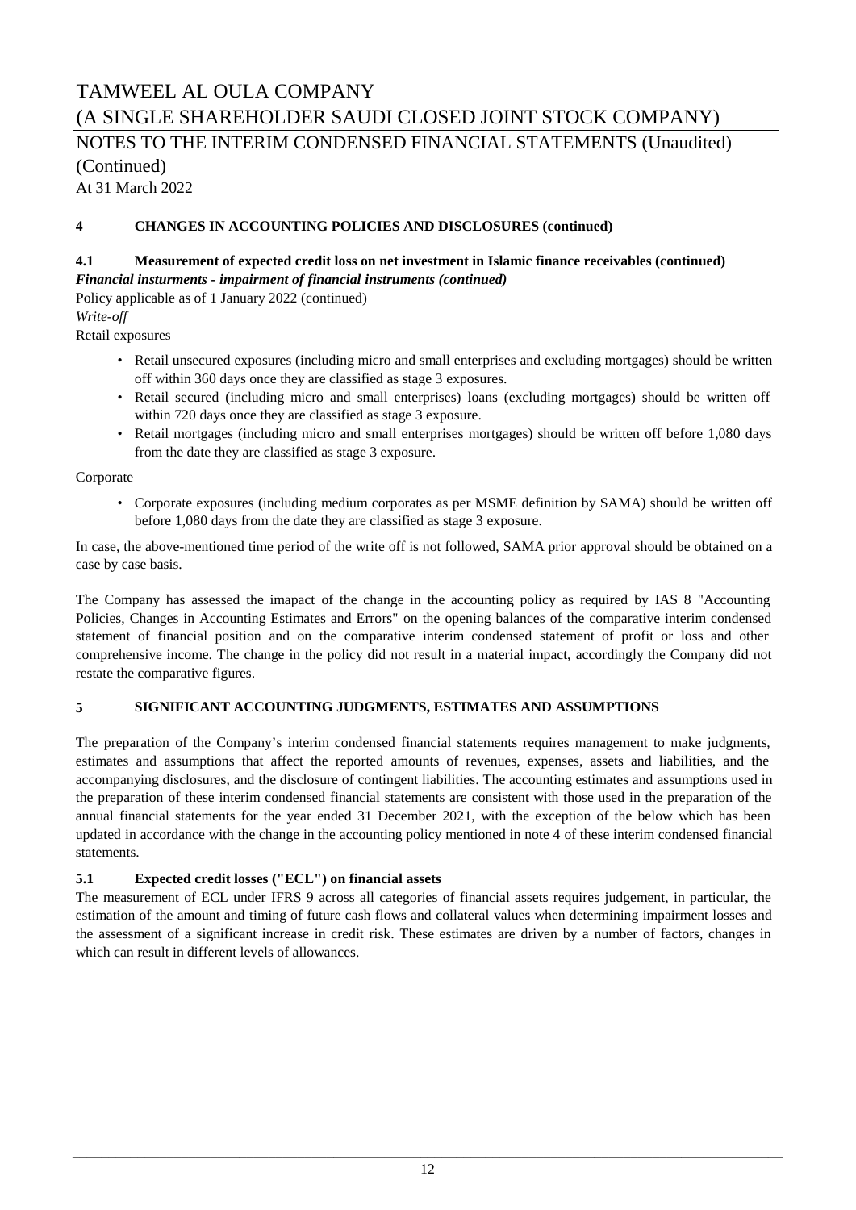## 4 CHANGES IN ACCOUNTING POLICIES AND DISCLOSURES (continued)

### 4.1 Measurement of expected credit loss on net investment in Islamic finance receivables (continued)

***Financial insturments - impairment of financial instruments (continued)***

Policy applicable as of 1 January 2022 (continued)

*Write-off*

Retail exposures

- Retail unsecured exposures (including micro and small enterprises and excluding mortgages) should be written off within 360 days once they are classified as stage 3 exposures.
- Retail secured (including micro and small enterprises) loans (excluding mortgages) should be written off within 720 days once they are classified as stage 3 exposure.
- Retail mortgages (including micro and small enterprises mortgages) should be written off before 1,080 days from the date they are classified as stage 3 exposure.

Corporate

- Corporate exposures (including medium corporates as per MSME definition by SAMA) should be written off before 1,080 days from the date they are classified as stage 3 exposure.

In case, the above-mentioned time period of the write off is not followed, SAMA prior approval should be obtained on a case by case basis.

The Company has assessed the imapact of the change in the accounting policy as required by IAS 8 "Accounting Policies, Changes in Accounting Estimates and Errors" on the opening balances of the comparative interim condensed statement of financial position and on the comparative interim condensed statement of profit or loss and other comprehensive income. The change in the policy did not result in a material impact, accordingly the Company did not restate the comparative figures.

## 5 SIGNIFICANT ACCOUNTING JUDGMENTS, ESTIMATES AND ASSUMPTIONS

The preparation of the Company's interim condensed financial statements requires management to make judgments, estimates and assumptions that affect the reported amounts of revenues, expenses, assets and liabilities, and the accompanying disclosures, and the disclosure of contingent liabilities. The accounting estimates and assumptions used in the preparation of these interim condensed financial statements are consistent with those used in the preparation of the annual financial statements for the year ended 31 December 2021, with the exception of the below which has been updated in accordance with the change in the accounting policy mentioned in note 4 of these interim condensed financial statements.

### 5.1 Expected credit losses ("ECL") on financial assets

The measurement of ECL under IFRS 9 across all categories of financial assets requires judgement, in particular, the estimation of the amount and timing of future cash flows and collateral values when determining impairment losses and the assessment of a significant increase in credit risk. These estimates are driven by a number of factors, changes in which can result in different levels of allowances.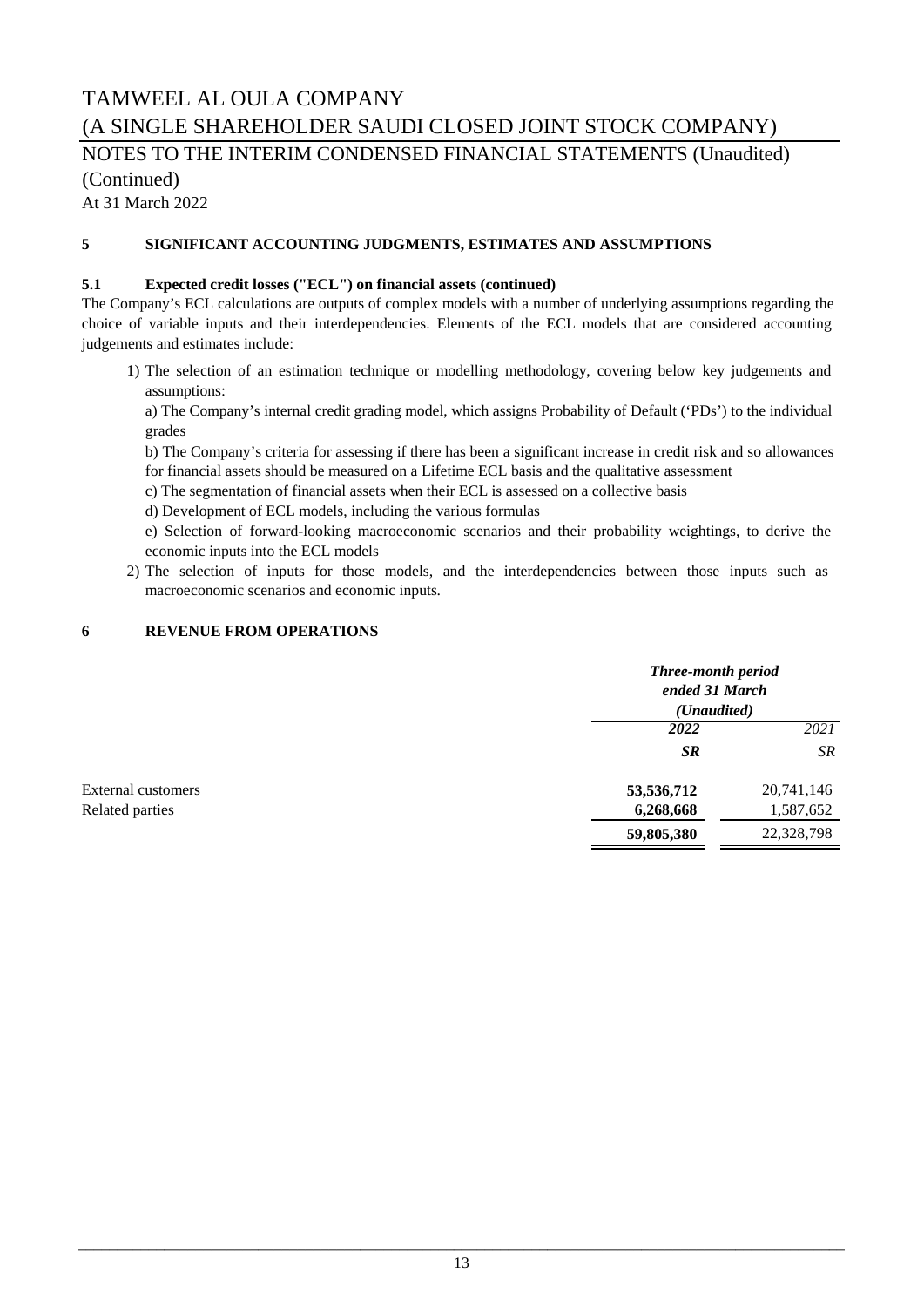# TAMWEEL AL OULA COMPANY

# (A SINGLE SHAREHOLDER SAUDI CLOSED JOINT STOCK COMPANY)

## NOTES TO THE INTERIM CONDENSED FINANCIAL STATEMENTS (Unaudited) (Continued)

At 31 March 2022

### 5 SIGNIFICANT ACCOUNTING JUDGMENTS, ESTIMATES AND ASSUMPTIONS

#### 5.1 Expected credit losses ("ECL") on financial assets (continued)

The Company's ECL calculations are outputs of complex models with a number of underlying assumptions regarding the choice of variable inputs and their interdependencies. Elements of the ECL models that are considered accounting judgements and estimates include:

1) The selection of an estimation technique or modelling methodology, covering below key judgements and assumptions:

   a) The Company's internal credit grading model, which assigns Probability of Default ('PDs') to the individual grades

   b) The Company's criteria for assessing if there has been a significant increase in credit risk and so allowances for financial assets should be measured on a Lifetime ECL basis and the qualitative assessment

   c) The segmentation of financial assets when their ECL is assessed on a collective basis

   d) Development of ECL models, including the various formulas

   e) Selection of forward-looking macroeconomic scenarios and their probability weightings, to derive the economic inputs into the ECL models

2) The selection of inputs for those models, and the interdependencies between those inputs such as macroeconomic scenarios and economic inputs.

### 6 REVENUE FROM OPERATIONS

| | ***Three-month period ended 31 March (Unaudited)*** | |
|---|---|---|
| | ***2022*** | *2021* |
| | ***SR*** | *SR* |
| External customers | **53,536,712** | 20,741,146 |
| Related parties | **6,268,668** | 1,587,652 |
| | **59,805,380** | 22,328,798 |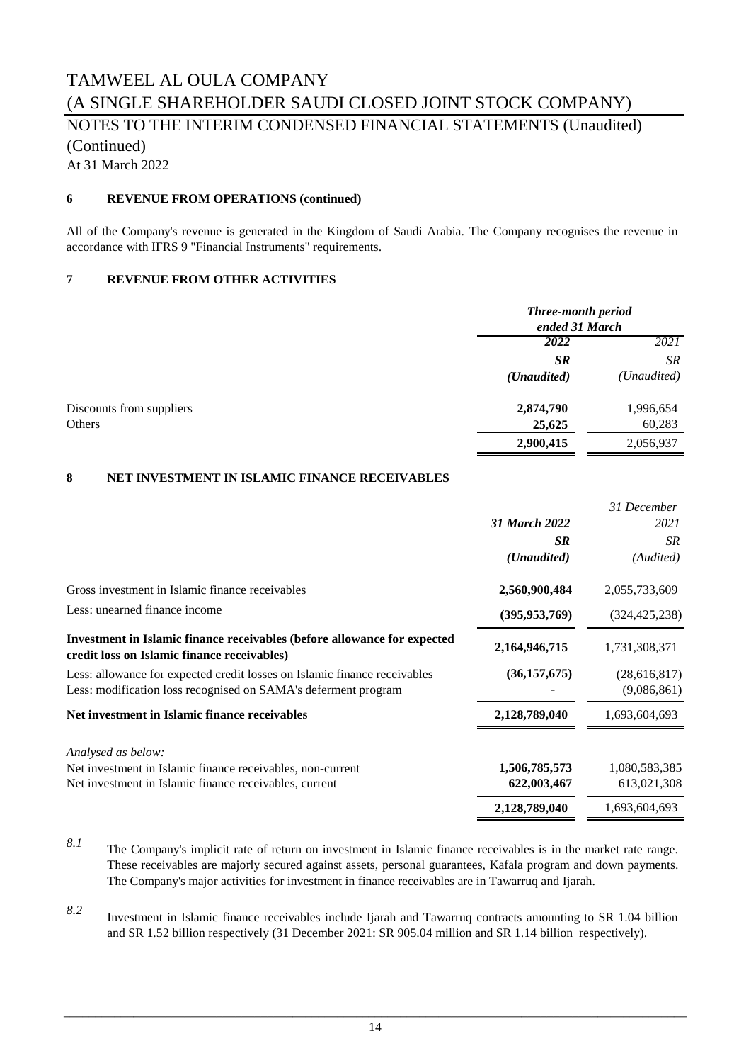# TAMWEEL AL OULA COMPANY

## (A SINGLE SHAREHOLDER SAUDI CLOSED JOINT STOCK COMPANY)

## NOTES TO THE INTERIM CONDENSED FINANCIAL STATEMENTS (Unaudited) (Continued)

At 31 March 2022

### 6 REVENUE FROM OPERATIONS (continued)

All of the Company's revenue is generated in the Kingdom of Saudi Arabia. The Company recognises the revenue in accordance with IFRS 9 "Financial Instruments" requirements.

### 7 REVENUE FROM OTHER ACTIVITIES

| | ***Three-month period ended 31 March*** | |
|---|---|---|
| | ***2022*** | *2021* |
| | ***SR*** | *SR* |
| | ***(Unaudited)*** | *(Unaudited)* |
| Discounts from suppliers | **2,874,790** | 1,996,654 |
| Others | **25,625** | 60,283 |
| | **2,900,415** | 2,056,937 |

### 8 NET INVESTMENT IN ISLAMIC FINANCE RECEIVABLES

| | ***31 March 2022*** | *31 December 2021* |
|---|---|---|
| | ***SR*** | *SR* |
| | ***(Unaudited)*** | *(Audited)* |
| Gross investment in Islamic finance receivables | **2,560,900,484** | 2,055,733,609 |
| Less: unearned finance income | **(395,953,769)** | (324,425,238) |
| **Investment in Islamic finance receivables (before allowance for expected credit loss on Islamic finance receivables)** | **2,164,946,715** | 1,731,308,371 |
| Less: allowance for expected credit losses on Islamic finance receivables | **(36,157,675)** | (28,616,817) |
| Less: modification loss recognised on SAMA's deferment program | **-** | (9,086,861) |
| **Net investment in Islamic finance receivables** | **2,128,789,040** | 1,693,604,693 |
| *Analysed as below:* | | |
| Net investment in Islamic finance receivables, non-current | **1,506,785,573** | 1,080,583,385 |
| Net investment in Islamic finance receivables, current | **622,003,467** | 613,021,308 |
| | **2,128,789,040** | 1,693,604,693 |

*8.1* The Company's implicit rate of return on investment in Islamic finance receivables is in the market rate range. These receivables are majorly secured against assets, personal guarantees, Kafala program and down payments. The Company's major activities for investment in finance receivables are in Tawarruq and Ijarah.

*8.2* Investment in Islamic finance receivables include Ijarah and Tawarruq contracts amounting to SR 1.04 billion and SR 1.52 billion respectively (31 December 2021: SR 905.04 million and SR 1.14 billion respectively).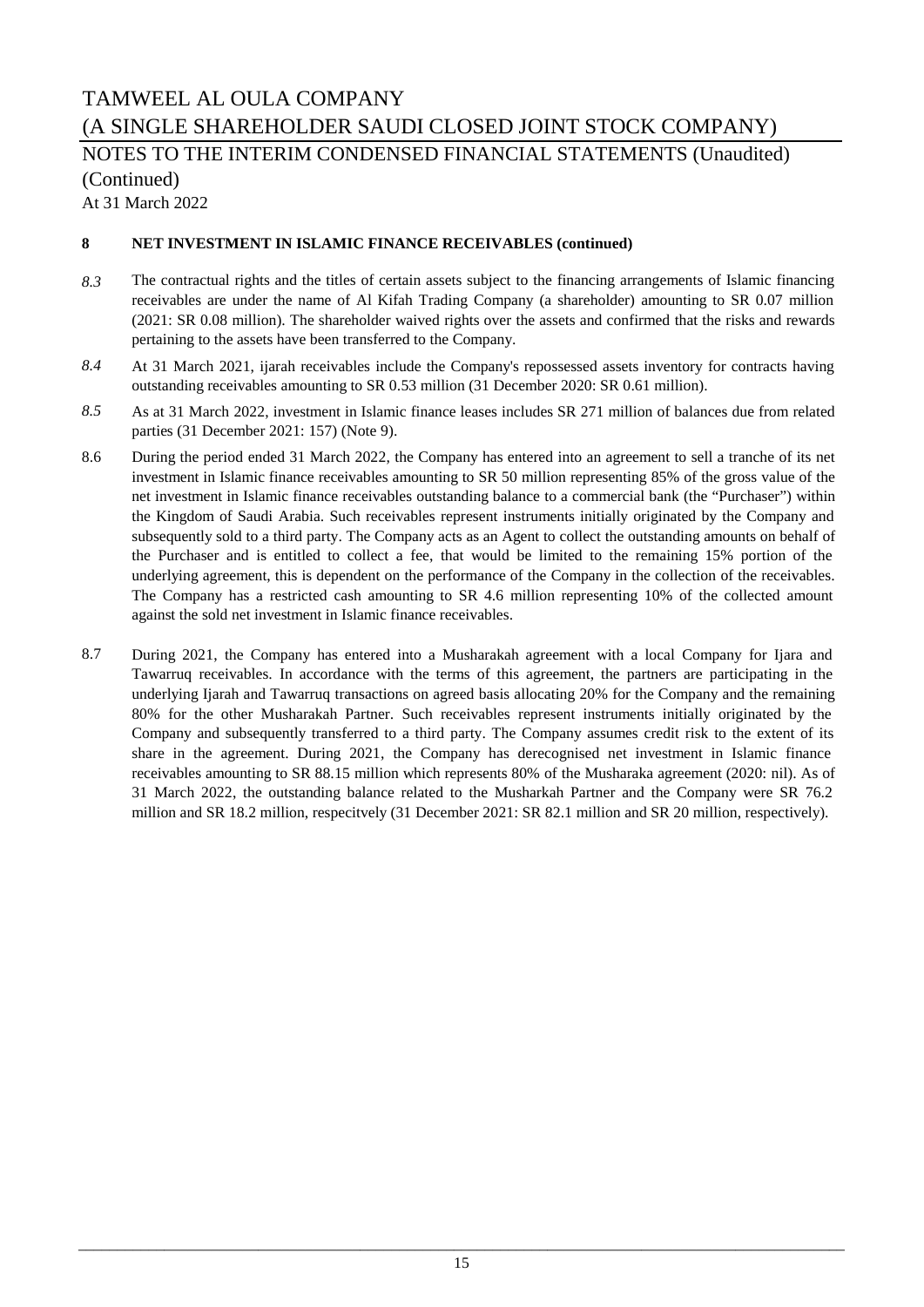# TAMWEEL AL OULA COMPANY
# (A SINGLE SHAREHOLDER SAUDI CLOSED JOINT STOCK COMPANY)
## NOTES TO THE INTERIM CONDENSED FINANCIAL STATEMENTS (Unaudited) (Continued)
At 31 March 2022

### 8 NET INVESTMENT IN ISLAMIC FINANCE RECEIVABLES (continued)

*8.3* The contractual rights and the titles of certain assets subject to the financing arrangements of Islamic financing receivables are under the name of Al Kifah Trading Company (a shareholder) amounting to SR 0.07 million (2021: SR 0.08 million). The shareholder waived rights over the assets and confirmed that the risks and rewards pertaining to the assets have been transferred to the Company.

*8.4* At 31 March 2021, ijarah receivables include the Company's repossessed assets inventory for contracts having outstanding receivables amounting to SR 0.53 million (31 December 2020: SR 0.61 million).

*8.5* As at 31 March 2022, investment in Islamic finance leases includes SR 271 million of balances due from related parties (31 December 2021: 157) (Note 9).

8.6 During the period ended 31 March 2022, the Company has entered into an agreement to sell a tranche of its net investment in Islamic finance receivables amounting to SR 50 million representing 85% of the gross value of the net investment in Islamic finance receivables outstanding balance to a commercial bank (the "Purchaser") within the Kingdom of Saudi Arabia. Such receivables represent instruments initially originated by the Company and subsequently sold to a third party. The Company acts as an Agent to collect the outstanding amounts on behalf of the Purchaser and is entitled to collect a fee, that would be limited to the remaining 15% portion of the underlying agreement, this is dependent on the performance of the Company in the collection of the receivables. The Company has a restricted cash amounting to SR 4.6 million representing 10% of the collected amount against the sold net investment in Islamic finance receivables.

8.7 During 2021, the Company has entered into a Musharakah agreement with a local Company for Ijara and Tawarruq receivables. In accordance with the terms of this agreement, the partners are participating in the underlying Ijarah and Tawarruq transactions on agreed basis allocating 20% for the Company and the remaining 80% for the other Musharakah Partner. Such receivables represent instruments initially originated by the Company and subsequently transferred to a third party. The Company assumes credit risk to the extent of its share in the agreement. During 2021, the Company has derecognised net investment in Islamic finance receivables amounting to SR 88.15 million which represents 80% of the Musharaka agreement (2020: nil). As of 31 March 2022, the outstanding balance related to the Musharkah Partner and the Company were SR 76.2 million and SR 18.2 million, respecitvely (31 December 2021: SR 82.1 million and SR 20 million, respectively).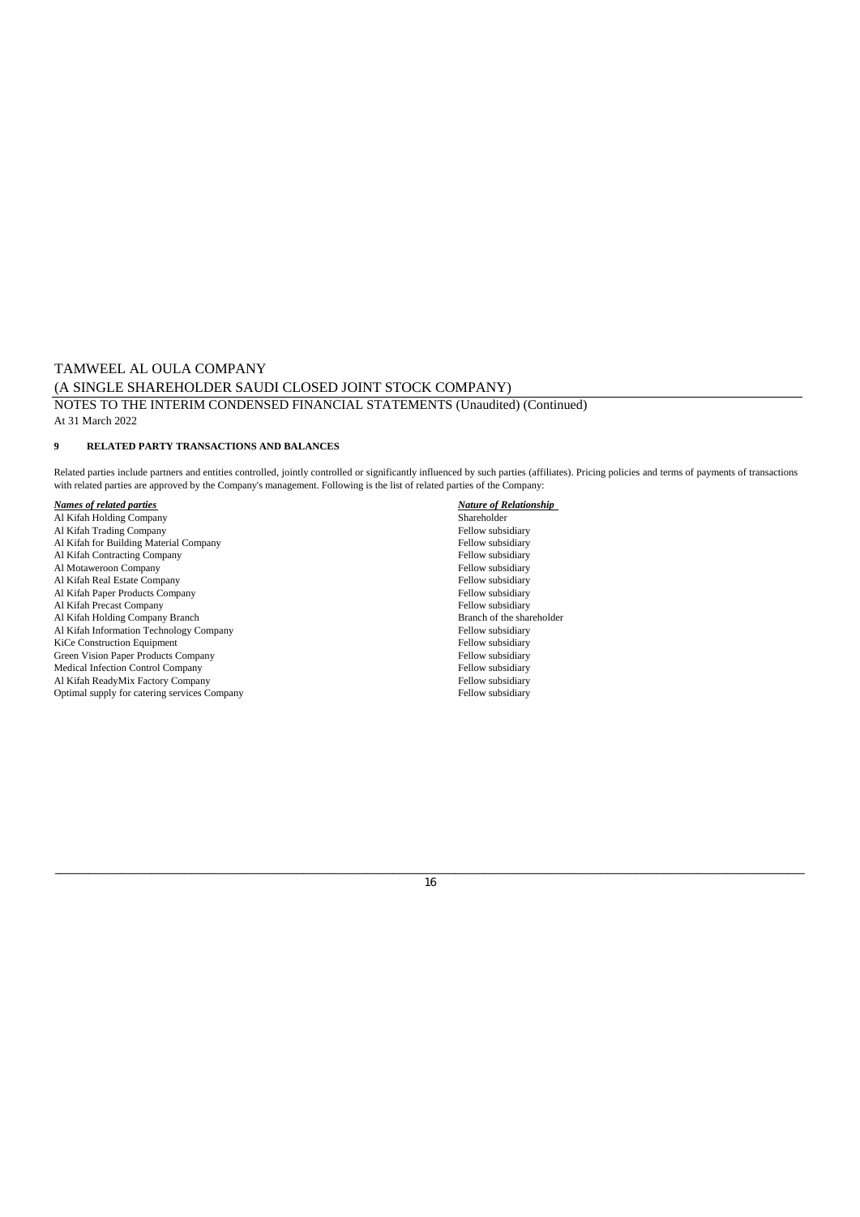TAMWEEL AL OULA COMPANY
(A SINGLE SHAREHOLDER SAUDI CLOSED JOINT STOCK COMPANY)
NOTES TO THE INTERIM CONDENSED FINANCIAL STATEMENTS (Unaudited) (Continued)
At 31 March 2022

**9 RELATED PARTY TRANSACTIONS AND BALANCES**

Related parties include partners and entities controlled, jointly controlled or significantly influenced by such parties (affiliates). Pricing policies and terms of payments of transactions with related parties are approved by the Company's management. Following is the list of related parties of the Company:

| ***Names of related parties*** | ***Nature of Relationship*** |
|---|---|
| Al Kifah Holding Company | Shareholder |
| Al Kifah Trading Company | Fellow subsidiary |
| Al Kifah for Building Material Company | Fellow subsidiary |
| Al Kifah Contracting Company | Fellow subsidiary |
| Al Motaweroon Company | Fellow subsidiary |
| Al Kifah Real Estate Company | Fellow subsidiary |
| Al Kifah Paper Products Company | Fellow subsidiary |
| Al Kifah Precast Company | Fellow subsidiary |
| Al Kifah Holding Company Branch | Branch of the shareholder |
| Al Kifah Information Technology Company | Fellow subsidiary |
| KiCe Construction Equipment | Fellow subsidiary |
| Green Vision Paper Products Company | Fellow subsidiary |
| Medical Infection Control Company | Fellow subsidiary |
| Al Kifah ReadyMix Factory Company | Fellow subsidiary |
| Optimal supply for catering services Company | Fellow subsidiary |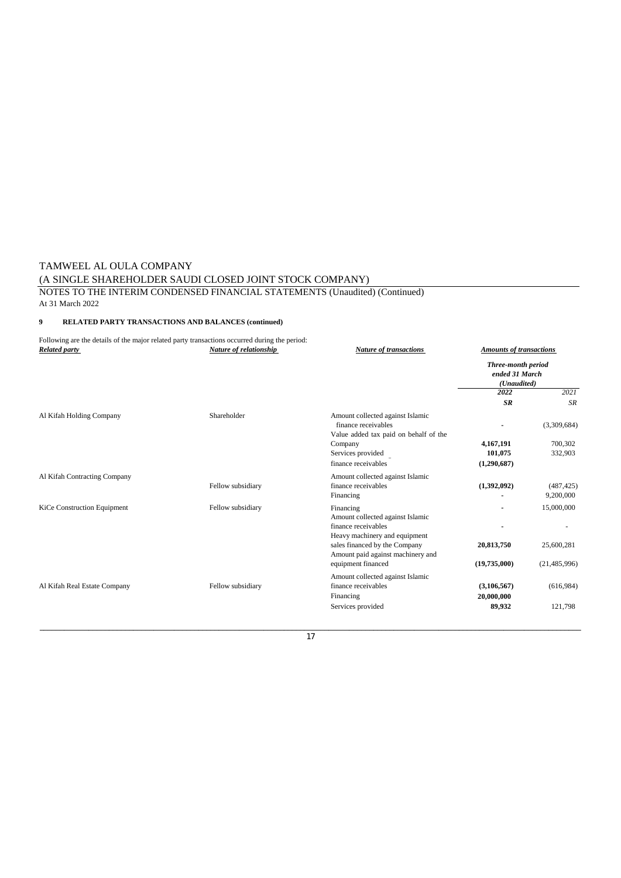TAMWEEL AL OULA COMPANY
(A SINGLE SHAREHOLDER SAUDI CLOSED JOINT STOCK COMPANY)
NOTES TO THE INTERIM CONDENSED FINANCIAL STATEMENTS (Unaudited) (Continued)
At 31 March 2022

**9 RELATED PARTY TRANSACTIONS AND BALANCES (continued)**

Following are the details of the major related party transactions occurred during the period:

| ***Related party*** | ***Nature of relationship*** | ***Nature of transactions*** | ***Amounts of transactions*** | |
|---|---|---|---|---|
| | | | ***Three-month period ended 31 March (Unaudited)*** | |
| | | | ***2022*** | *2021* |
| | | | ***SR*** | *SR* |
| Al Kifah Holding Company | Shareholder | Amount collected against Islamic finance receivables | - | (3,309,684) |
| | | Value added tax paid on behalf of the Company | **4,167,191** | 700,302 |
| | | Services provided | **101,075** | 332,903 |
| | | finance receivables | **(1,290,687)** | |
| Al Kifah Contracting Company | Fellow subsidiary | Amount collected against Islamic finance receivables | **(1,392,092)** | (487,425) |
| | | Financing | - | 9,200,000 |
| KiCe Construction Equipment | Fellow subsidiary | Financing | - | 15,000,000 |
| | | Amount collected against Islamic finance receivables | - | - |
| | | Heavy machinery and equipment sales financed by the Company | **20,813,750** | 25,600,281 |
| | | Amount paid against machinery and equipment financed | **(19,735,000)** | (21,485,996) |
| Al Kifah Real Estate Company | Fellow subsidiary | Amount collected against Islamic finance receivables | **(3,106,567)** | (616,984) |
| | | Financing | **20,000,000** | |
| | | Services provided | **89,932** | 121,798 |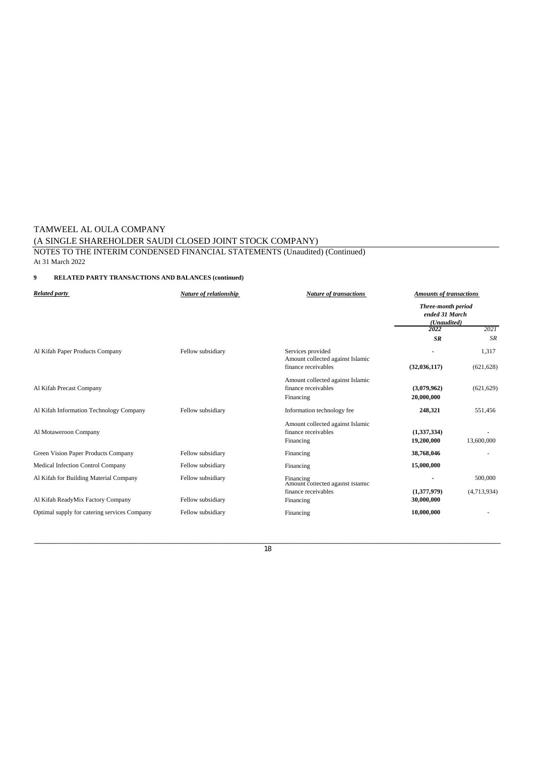TAMWEEL AL OULA COMPANY
(A SINGLE SHAREHOLDER SAUDI CLOSED JOINT STOCK COMPANY)
NOTES TO THE INTERIM CONDENSED FINANCIAL STATEMENTS (Unaudited) (Continued)
At 31 March 2022

**9 RELATED PARTY TRANSACTIONS AND BALANCES (continued)**

| ***Related party*** | ***Nature of relationship*** | ***Nature of transactions*** | ***Amounts of transactions*** | |
|---|---|---|---|---|
| | | | ***Three-month period ended 31 March (Unaudited)*** | |
| | | | ***2022*** | *2021* |
| | | | ***SR*** | *SR* |
| Al Kifah Paper Products Company | Fellow subsidiary | Services provided | **-** | 1,317 |
| | | Amount collected against Islamic finance receivables | **(32,036,117)** | (621,628) |
| Al Kifah Precast Company | | Amount collected against Islamic finance receivables | **(3,079,962)** | (621,629) |
| | | Financing | **20,000,000** | |
| Al Kifah Information Technology Company | Fellow subsidiary | Information technology fee | **248,321** | 551,456 |
| Al Motaweroon Company | | Amount collected against Islamic finance receivables | **(1,337,334)** | - |
| | | Financing | **19,200,000** | 13,600,000 |
| Green Vision Paper Products Company | Fellow subsidiary | Financing | **38,768,046** | - |
| Medical Infection Control Company | Fellow subsidiary | Financing | **15,000,000** | |
| Al Kifah for Building Material Company | Fellow subsidiary | Financing | **-** | 500,000 |
| | | Amount collected against Islamic finance receivables | **(1,377,979)** | (4,713,934) |
| Al Kifah ReadyMix Factory Company | Fellow subsidiary | Financing | **30,000,000** | |
| Optimal supply for catering services Company | Fellow subsidiary | Financing | **10,000,000** | - |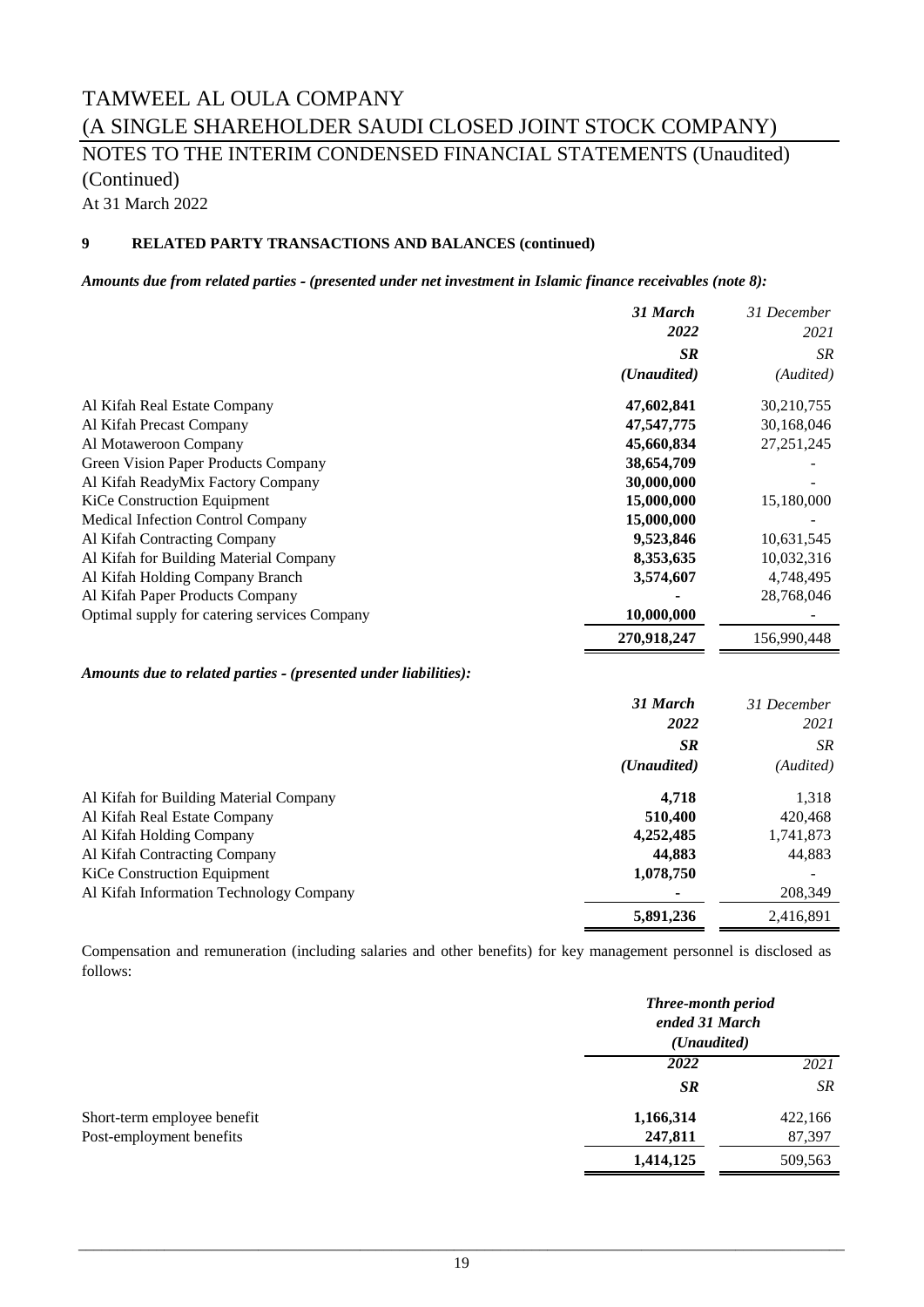# TAMWEEL AL OULA COMPANY

# (A SINGLE SHAREHOLDER SAUDI CLOSED JOINT STOCK COMPANY)

## NOTES TO THE INTERIM CONDENSED FINANCIAL STATEMENTS (Unaudited) (Continued)

At 31 March 2022

### 9 RELATED PARTY TRANSACTIONS AND BALANCES (continued)

***Amounts due from related parties - (presented under net investment in Islamic finance receivables (note 8):***

| | *31 March 2022* | *31 December 2021* |
|---|---|---|
| | ***SR*** | *SR* |
| | ***(Unaudited)*** | *(Audited)* |
| Al Kifah Real Estate Company | **47,602,841** | 30,210,755 |
| Al Kifah Precast Company | **47,547,775** | 30,168,046 |
| Al Motaweroon Company | **45,660,834** | 27,251,245 |
| Green Vision Paper Products Company | **38,654,709** | - |
| Al Kifah ReadyMix Factory Company | **30,000,000** | - |
| KiCe Construction Equipment | **15,000,000** | 15,180,000 |
| Medical Infection Control Company | **15,000,000** | - |
| Al Kifah Contracting Company | **9,523,846** | 10,631,545 |
| Al Kifah for Building Material Company | **8,353,635** | 10,032,316 |
| Al Kifah Holding Company Branch | **3,574,607** | 4,748,495 |
| Al Kifah Paper Products Company | **-** | 28,768,046 |
| Optimal supply for catering services Company | **10,000,000** | - |
| | **270,918,247** | 156,990,448 |

***Amounts due to related parties - (presented under liabilities):***

| | *31 March 2022* | *31 December 2021* |
|---|---|---|
| | ***SR*** | *SR* |
| | ***(Unaudited)*** | *(Audited)* |
| Al Kifah for Building Material Company | **4,718** | 1,318 |
| Al Kifah Real Estate Company | **510,400** | 420,468 |
| Al Kifah Holding Company | **4,252,485** | 1,741,873 |
| Al Kifah Contracting Company | **44,883** | 44,883 |
| KiCe Construction Equipment | **1,078,750** | - |
| Al Kifah Information Technology Company | **-** | 208,349 |
| | **5,891,236** | 2,416,891 |

Compensation and remuneration (including salaries and other benefits) for key management personnel is disclosed as follows:

| | ***Three-month period ended 31 March (Unaudited)*** | |
|---|---|---|
| | ***2022*** | *2021* |
| | ***SR*** | *SR* |
| Short-term employee benefit | **1,166,314** | 422,166 |
| Post-employment benefits | **247,811** | 87,397 |
| | **1,414,125** | 509,563 |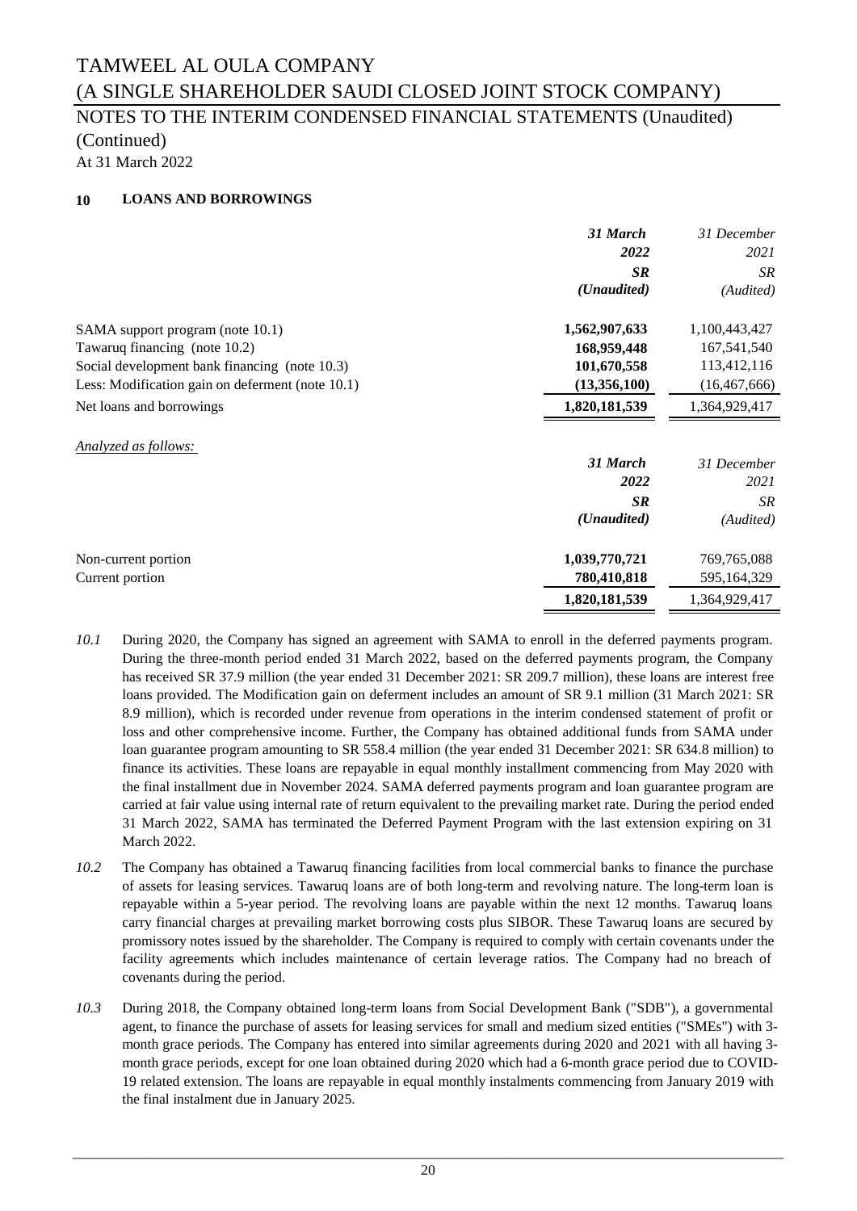# TAMWEEL AL OULA COMPANY

# (A SINGLE SHAREHOLDER SAUDI CLOSED JOINT STOCK COMPANY)

## NOTES TO THE INTERIM CONDENSED FINANCIAL STATEMENTS (Unaudited) (Continued)

At 31 March 2022

### 10 LOANS AND BORROWINGS

| | ***31 March 2022*** | *31 December 2021* |
|---|---|---|
| | ***SR*** | *SR* |
| | ***(Unaudited)*** | *(Audited)* |
| SAMA support program (note 10.1) | **1,562,907,633** | 1,100,443,427 |
| Tawaruq financing (note 10.2) | **168,959,448** | 167,541,540 |
| Social development bank financing (note 10.3) | **101,670,558** | 113,412,116 |
| Less: Modification gain on deferment (note 10.1) | **(13,356,100)** | (16,467,666) |
| Net loans and borrowings | **1,820,181,539** | 1,364,929,417 |

*Analyzed as follows:*

| | ***31 March 2022*** | *31 December 2021* |
|---|---|---|
| | ***SR*** | *SR* |
| | ***(Unaudited)*** | *(Audited)* |
| Non-current portion | **1,039,770,721** | 769,765,088 |
| Current portion | **780,410,818** | 595,164,329 |
| | **1,820,181,539** | 1,364,929,417 |

*10.1* During 2020, the Company has signed an agreement with SAMA to enroll in the deferred payments program. During the three-month period ended 31 March 2022, based on the deferred payments program, the Company has received SR 37.9 million (the year ended 31 December 2021: SR 209.7 million), these loans are interest free loans provided. The Modification gain on deferment includes an amount of SR 9.1 million (31 March 2021: SR 8.9 million), which is recorded under revenue from operations in the interim condensed statement of profit or loss and other comprehensive income. Further, the Company has obtained additional funds from SAMA under loan guarantee program amounting to SR 558.4 million (the year ended 31 December 2021: SR 634.8 million) to finance its activities. These loans are repayable in equal monthly installment commencing from May 2020 with the final installment due in November 2024. SAMA deferred payments program and loan guarantee program are carried at fair value using internal rate of return equivalent to the prevailing market rate. During the period ended 31 March 2022, SAMA has terminated the Deferred Payment Program with the last extension expiring on 31 March 2022.

*10.2* The Company has obtained a Tawaruq financing facilities from local commercial banks to finance the purchase of assets for leasing services. Tawaruq loans are of both long-term and revolving nature. The long-term loan is repayable within a 5-year period. The revolving loans are payable within the next 12 months. Tawaruq loans carry financial charges at prevailing market borrowing costs plus SIBOR. These Tawaruq loans are secured by promissory notes issued by the shareholder. The Company is required to comply with certain covenants under the facility agreements which includes maintenance of certain leverage ratios. The Company had no breach of covenants during the period.

*10.3* During 2018, the Company obtained long-term loans from Social Development Bank ("SDB"), a governmental agent, to finance the purchase of assets for leasing services for small and medium sized entities ("SMEs") with 3-month grace periods. The Company has entered into similar agreements during 2020 and 2021 with all having 3-month grace periods, except for one loan obtained during 2020 which had a 6-month grace period due to COVID-19 related extension. The loans are repayable in equal monthly instalments commencing from January 2019 with the final instalment due in January 2025.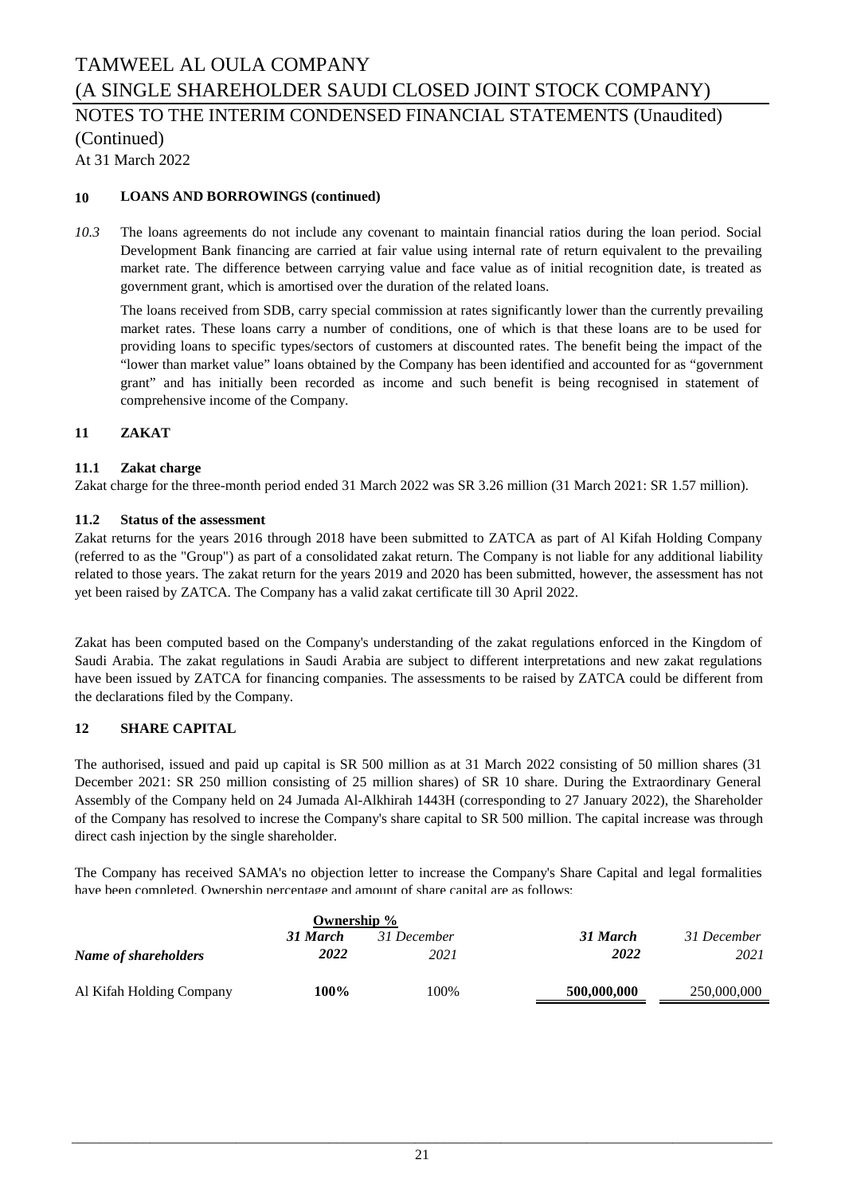# TAMWEEL AL OULA COMPANY
# (A SINGLE SHAREHOLDER SAUDI CLOSED JOINT STOCK COMPANY)
## NOTES TO THE INTERIM CONDENSED FINANCIAL STATEMENTS (Unaudited) (Continued)
At 31 March 2022

### 10 LOANS AND BORROWINGS (continued)

*10.3* The loans agreements do not include any covenant to maintain financial ratios during the loan period. Social Development Bank financing are carried at fair value using internal rate of return equivalent to the prevailing market rate. The difference between carrying value and face value as of initial recognition date, is treated as government grant, which is amortised over the duration of the related loans.

The loans received from SDB, carry special commission at rates significantly lower than the currently prevailing market rates. These loans carry a number of conditions, one of which is that these loans are to be used for providing loans to specific types/sectors of customers at discounted rates. The benefit being the impact of the "lower than market value" loans obtained by the Company has been identified and accounted for as "government grant" and has initially been recorded as income and such benefit is being recognised in statement of comprehensive income of the Company.

### 11 ZAKAT

#### 11.1 Zakat charge

Zakat charge for the three-month period ended 31 March 2022 was SR 3.26 million (31 March 2021: SR 1.57 million).

#### 11.2 Status of the assessment

Zakat returns for the years 2016 through 2018 have been submitted to ZATCA as part of Al Kifah Holding Company (referred to as the "Group") as part of a consolidated zakat return. The Company is not liable for any additional liability related to those years. The zakat return for the years 2019 and 2020 has been submitted, however, the assessment has not yet been raised by ZATCA. The Company has a valid zakat certificate till 30 April 2022.

Zakat has been computed based on the Company's understanding of the zakat regulations enforced in the Kingdom of Saudi Arabia. The zakat regulations in Saudi Arabia are subject to different interpretations and new zakat regulations have been issued by ZATCA for financing companies. The assessments to be raised by ZATCA could be different from the declarations filed by the Company.

### 12 SHARE CAPITAL

The authorised, issued and paid up capital is SR 500 million as at 31 March 2022 consisting of 50 million shares (31 December 2021: SR 250 million consisting of 25 million shares) of SR 10 share. During the Extraordinary General Assembly of the Company held on 24 Jumada Al-Alkhirah 1443H (corresponding to 27 January 2022), the Shareholder of the Company has resolved to increse the Company's share capital to SR 500 million. The capital increase was through direct cash injection by the single shareholder.

The Company has received SAMA's no objection letter to increase the Company's Share Capital and legal formalities have been completed. Ownership percentage and amount of share capital are as follows:

| | Ownership % | | | |
|---|---|---|---|---|
| *Name of shareholders* | ***31 March 2022*** | *31 December 2021* | ***31 March 2022*** | *31 December 2021* |
| Al Kifah Holding Company | **100%** | 100% | **500,000,000** | 250,000,000 |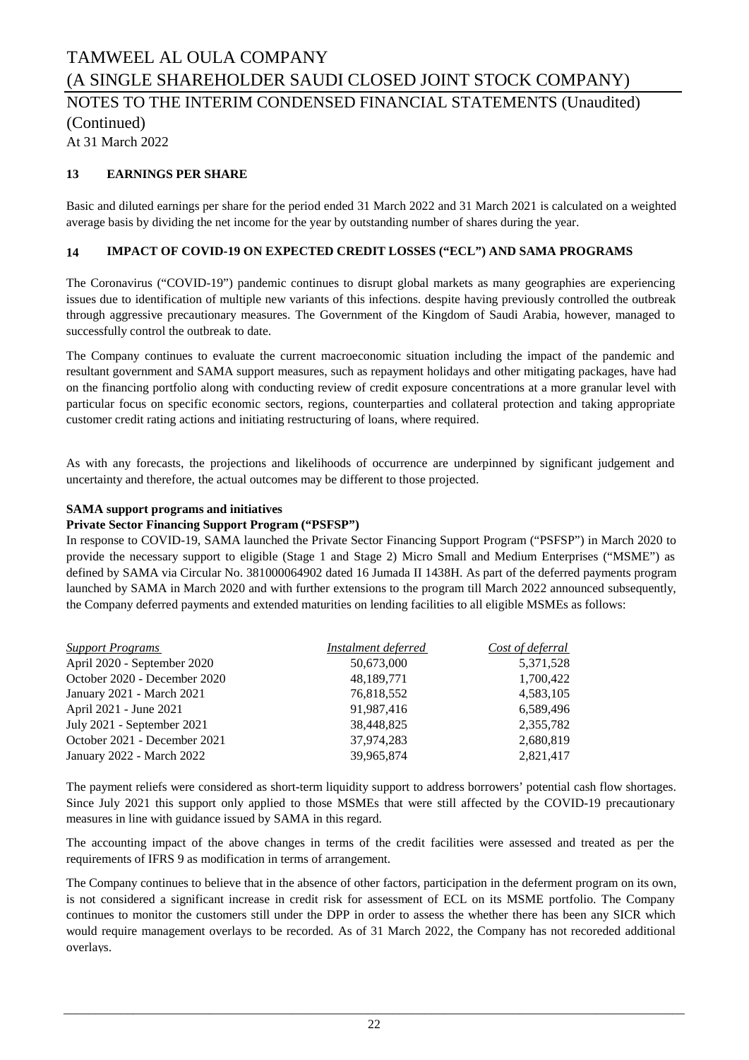TAMWEEL AL OULA COMPANY
(A SINGLE SHAREHOLDER SAUDI CLOSED JOINT STOCK COMPANY)
NOTES TO THE INTERIM CONDENSED FINANCIAL STATEMENTS (Unaudited)
(Continued)
At 31 March 2022

## 13 EARNINGS PER SHARE

Basic and diluted earnings per share for the period ended 31 March 2022 and 31 March 2021 is calculated on a weighted average basis by dividing the net income for the year by outstanding number of shares during the year.

## 14 IMPACT OF COVID-19 ON EXPECTED CREDIT LOSSES ("ECL") AND SAMA PROGRAMS

The Coronavirus ("COVID-19") pandemic continues to disrupt global markets as many geographies are experiencing issues due to identification of multiple new variants of this infections. despite having previously controlled the outbreak through aggressive precautionary measures. The Government of the Kingdom of Saudi Arabia, however, managed to successfully control the outbreak to date.

The Company continues to evaluate the current macroeconomic situation including the impact of the pandemic and resultant government and SAMA support measures, such as repayment holidays and other mitigating packages, have had on the financing portfolio along with conducting review of credit exposure concentrations at a more granular level with particular focus on specific economic sectors, regions, counterparties and collateral protection and taking appropriate customer credit rating actions and initiating restructuring of loans, where required.

As with any forecasts, the projections and likelihoods of occurrence are underpinned by significant judgement and uncertainty and therefore, the actual outcomes may be different to those projected.

**SAMA support programs and initiatives**

**Private Sector Financing Support Program ("PSFSP")**

In response to COVID-19, SAMA launched the Private Sector Financing Support Program ("PSFSP") in March 2020 to provide the necessary support to eligible (Stage 1 and Stage 2) Micro Small and Medium Enterprises ("MSME") as defined by SAMA via Circular No. 381000064902 dated 16 Jumada II 1438H. As part of the deferred payments program launched by SAMA in March 2020 and with further extensions to the program till March 2022 announced subsequently, the Company deferred payments and extended maturities on lending facilities to all eligible MSMEs as follows:

| *Support Programs* | *Instalment deferred* | *Cost of deferral* |
|---|---|---|
| April 2020 - September 2020 | 50,673,000 | 5,371,528 |
| October 2020 - December 2020 | 48,189,771 | 1,700,422 |
| January 2021 - March 2021 | 76,818,552 | 4,583,105 |
| April 2021 - June 2021 | 91,987,416 | 6,589,496 |
| July 2021 - September 2021 | 38,448,825 | 2,355,782 |
| October 2021 - December 2021 | 37,974,283 | 2,680,819 |
| January 2022 - March 2022 | 39,965,874 | 2,821,417 |

The payment reliefs were considered as short-term liquidity support to address borrowers' potential cash flow shortages. Since July 2021 this support only applied to those MSMEs that were still affected by the COVID-19 precautionary measures in line with guidance issued by SAMA in this regard.

The accounting impact of the above changes in terms of the credit facilities were assessed and treated as per the requirements of IFRS 9 as modification in terms of arrangement.

The Company continues to believe that in the absence of other factors, participation in the deferment program on its own, is not considered a significant increase in credit risk for assessment of ECL on its MSME portfolio. The Company continues to monitor the customers still under the DPP in order to assess the whether there has been any SICR which would require management overlays to be recorded. As of 31 March 2022, the Company has not recoreded additional overlays.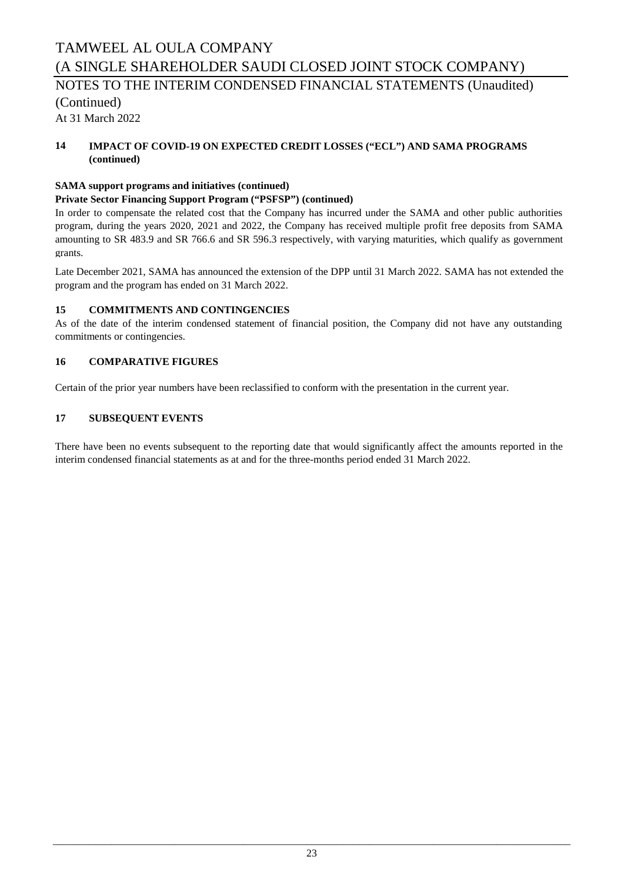### 14 IMPACT OF COVID-19 ON EXPECTED CREDIT LOSSES ("ECL") AND SAMA PROGRAMS (continued)

**SAMA support programs and initiatives (continued)**

**Private Sector Financing Support Program ("PSFSP") (continued)**

In order to compensate the related cost that the Company has incurred under the SAMA and other public authorities program, during the years 2020, 2021 and 2022, the Company has received multiple profit free deposits from SAMA amounting to SR 483.9 and SR 766.6 and SR 596.3 respectively, with varying maturities, which qualify as government grants.

Late December 2021, SAMA has announced the extension of the DPP until 31 March 2022. SAMA has not extended the program and the program has ended on 31 March 2022.

### 15 COMMITMENTS AND CONTINGENCIES

As of the date of the interim condensed statement of financial position, the Company did not have any outstanding commitments or contingencies.

### 16 COMPARATIVE FIGURES

Certain of the prior year numbers have been reclassified to conform with the presentation in the current year.

### 17 SUBSEQUENT EVENTS

There have been no events subsequent to the reporting date that would significantly affect the amounts reported in the interim condensed financial statements as at and for the three-months period ended 31 March 2022.